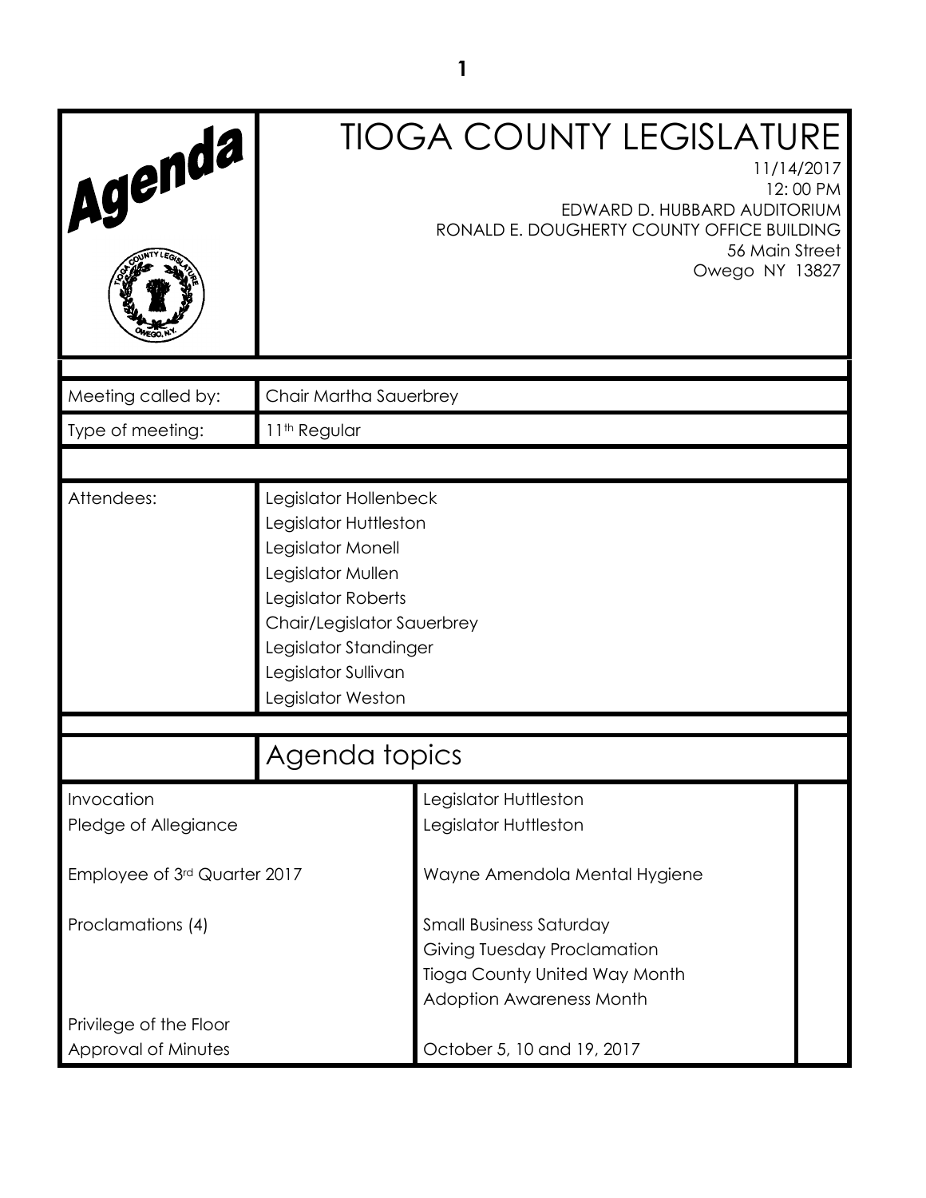# TIOGA COUNTY LEGISLATURE

11/14/2017
12: 00 PM
EDWARD D. HUBBARD AUDITORIUM
RONALD E. DOUGHERTY COUNTY OFFICE BUILDING
56 Main Street
Owego NY 13827

| | |
|---|---|
| Meeting called by: | Chair Martha Sauerbrey |
| Type of meeting: | 11th Regular |
| Attendees: | Legislator Hollenbeck<br>Legislator Huttleston<br>Legislator Monell<br>Legislator Mullen<br>Legislator Roberts<br>Chair/Legislator Sauerbrey<br>Legislator Standinger<br>Legislator Sullivan<br>Legislator Weston |

## Agenda topics

| | |
|---|---|
| Invocation | Legislator Huttleston |
| Pledge of Allegiance | Legislator Huttleston |
| Employee of 3rd Quarter 2017 | Wayne Amendola Mental Hygiene |
| Proclamations (4) | Small Business Saturday<br>Giving Tuesday Proclamation<br>Tioga County United Way Month<br>Adoption Awareness Month |
| Privilege of the Floor | |
| Approval of Minutes | October 5, 10 and 19, 2017 |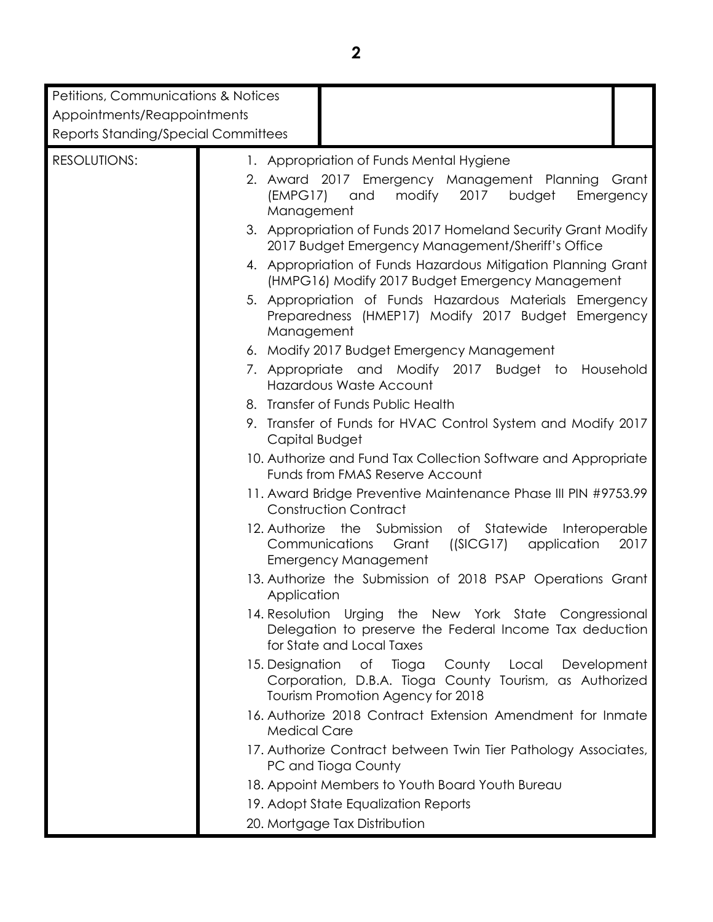| Petitions, Communications & Notices<br>Appointments/Reappointments<br>Reports Standing/Special Committees | | |
|---|---|---|
| RESOLUTIONS: | 1. Appropriation of Funds Mental Hygiene<br>2. Award 2017 Emergency Management Planning Grant (EMPG17) and modify 2017 budget Emergency Management<br>3. Appropriation of Funds 2017 Homeland Security Grant Modify 2017 Budget Emergency Management/Sheriff's Office<br>4. Appropriation of Funds Hazardous Mitigation Planning Grant (HMPG16) Modify 2017 Budget Emergency Management<br>5. Appropriation of Funds Hazardous Materials Emergency Preparedness (HMEP17) Modify 2017 Budget Emergency Management<br>6. Modify 2017 Budget Emergency Management<br>7. Appropriate and Modify 2017 Budget to Household Hazardous Waste Account<br>8. Transfer of Funds Public Health<br>9. Transfer of Funds for HVAC Control System and Modify 2017 Capital Budget<br>10. Authorize and Fund Tax Collection Software and Appropriate Funds from FMAS Reserve Account<br>11. Award Bridge Preventive Maintenance Phase III PIN #9753.99 Construction Contract<br>12. Authorize the Submission of Statewide Interoperable Communications Grant ((SICG17) application 2017 Emergency Management<br>13. Authorize the Submission of 2018 PSAP Operations Grant Application<br>14. Resolution Urging the New York State Congressional Delegation to preserve the Federal Income Tax deduction for State and Local Taxes<br>15. Designation of Tioga County Local Development Corporation, D.B.A. Tioga County Tourism, as Authorized Tourism Promotion Agency for 2018<br>16. Authorize 2018 Contract Extension Amendment for Inmate Medical Care<br>17. Authorize Contract between Twin Tier Pathology Associates, PC and Tioga County<br>18. Appoint Members to Youth Board Youth Bureau<br>19. Adopt State Equalization Reports<br>20. Mortgage Tax Distribution | |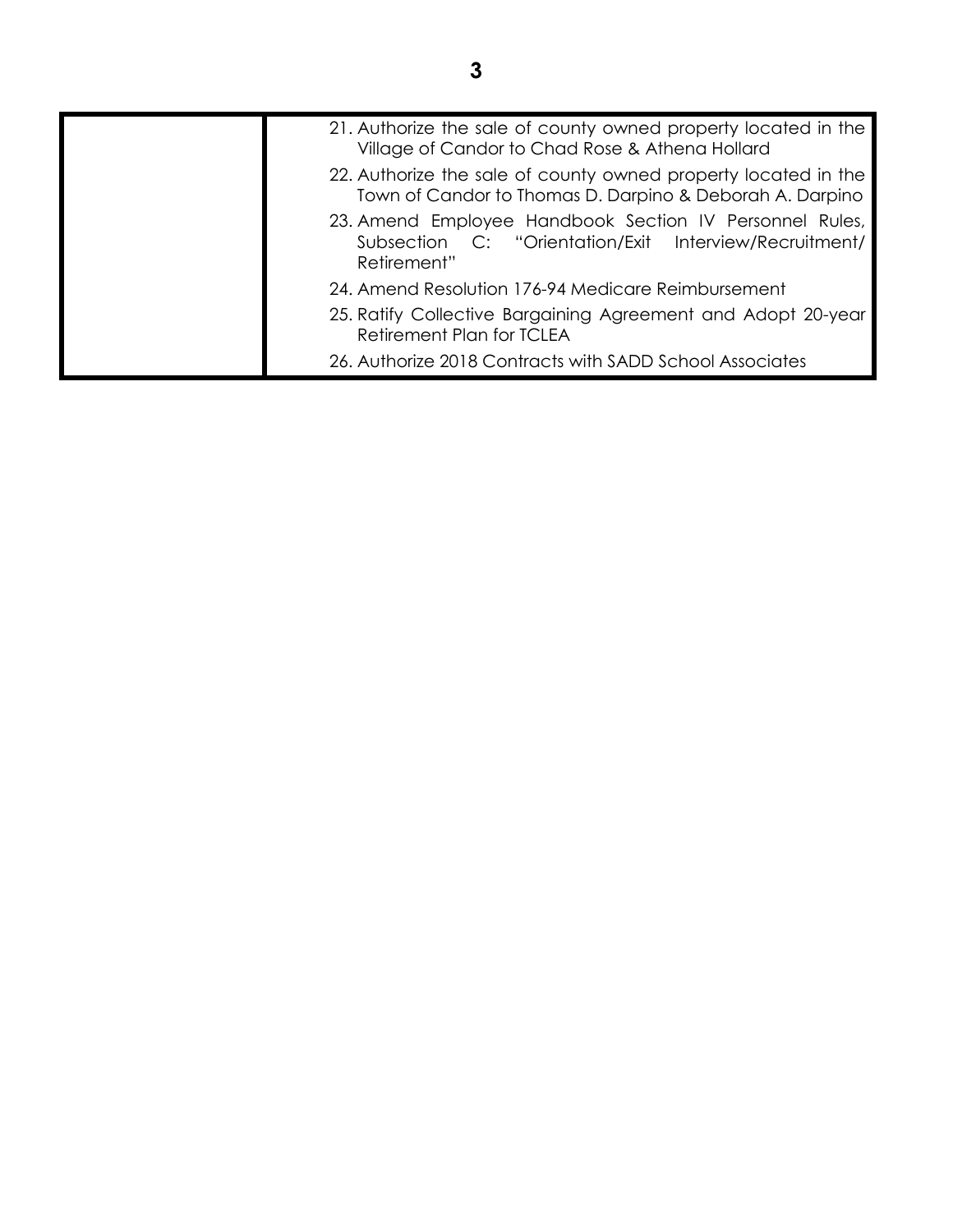| | |
|---|---|
| | 21. Authorize the sale of county owned property located in the Village of Candor to Chad Rose & Athena Hollard |
| | 22. Authorize the sale of county owned property located in the Town of Candor to Thomas D. Darpino & Deborah A. Darpino |
| | 23. Amend Employee Handbook Section IV Personnel Rules, Subsection C: "Orientation/Exit Interview/Recruitment/ Retirement" |
| | 24. Amend Resolution 176-94 Medicare Reimbursement |
| | 25. Ratify Collective Bargaining Agreement and Adopt 20-year Retirement Plan for TCLEA |
| | 26. Authorize 2018 Contracts with SADD School Associates |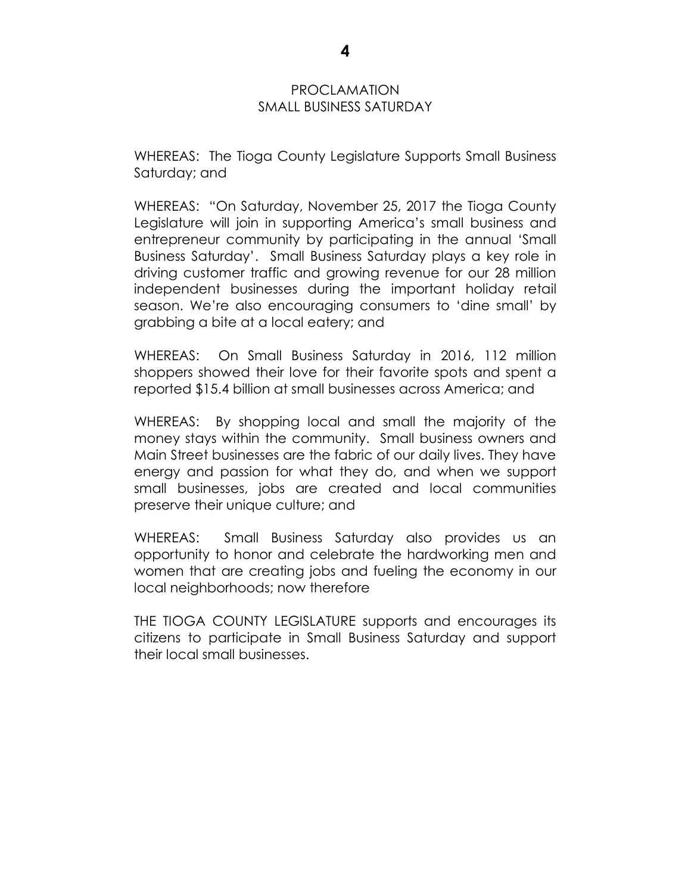# PROCLAMATION
## SMALL BUSINESS SATURDAY

WHEREAS: The Tioga County Legislature Supports Small Business Saturday; and

WHEREAS: "On Saturday, November 25, 2017 the Tioga County Legislature will join in supporting America's small business and entrepreneur community by participating in the annual 'Small Business Saturday'. Small Business Saturday plays a key role in driving customer traffic and growing revenue for our 28 million independent businesses during the important holiday retail season. We're also encouraging consumers to 'dine small' by grabbing a bite at a local eatery; and

WHEREAS: On Small Business Saturday in 2016, 112 million shoppers showed their love for their favorite spots and spent a reported $15.4 billion at small businesses across America; and

WHEREAS: By shopping local and small the majority of the money stays within the community. Small business owners and Main Street businesses are the fabric of our daily lives. They have energy and passion for what they do, and when we support small businesses, jobs are created and local communities preserve their unique culture; and

WHEREAS: Small Business Saturday also provides us an opportunity to honor and celebrate the hardworking men and women that are creating jobs and fueling the economy in our local neighborhoods; now therefore

THE TIOGA COUNTY LEGISLATURE supports and encourages its citizens to participate in Small Business Saturday and support their local small businesses.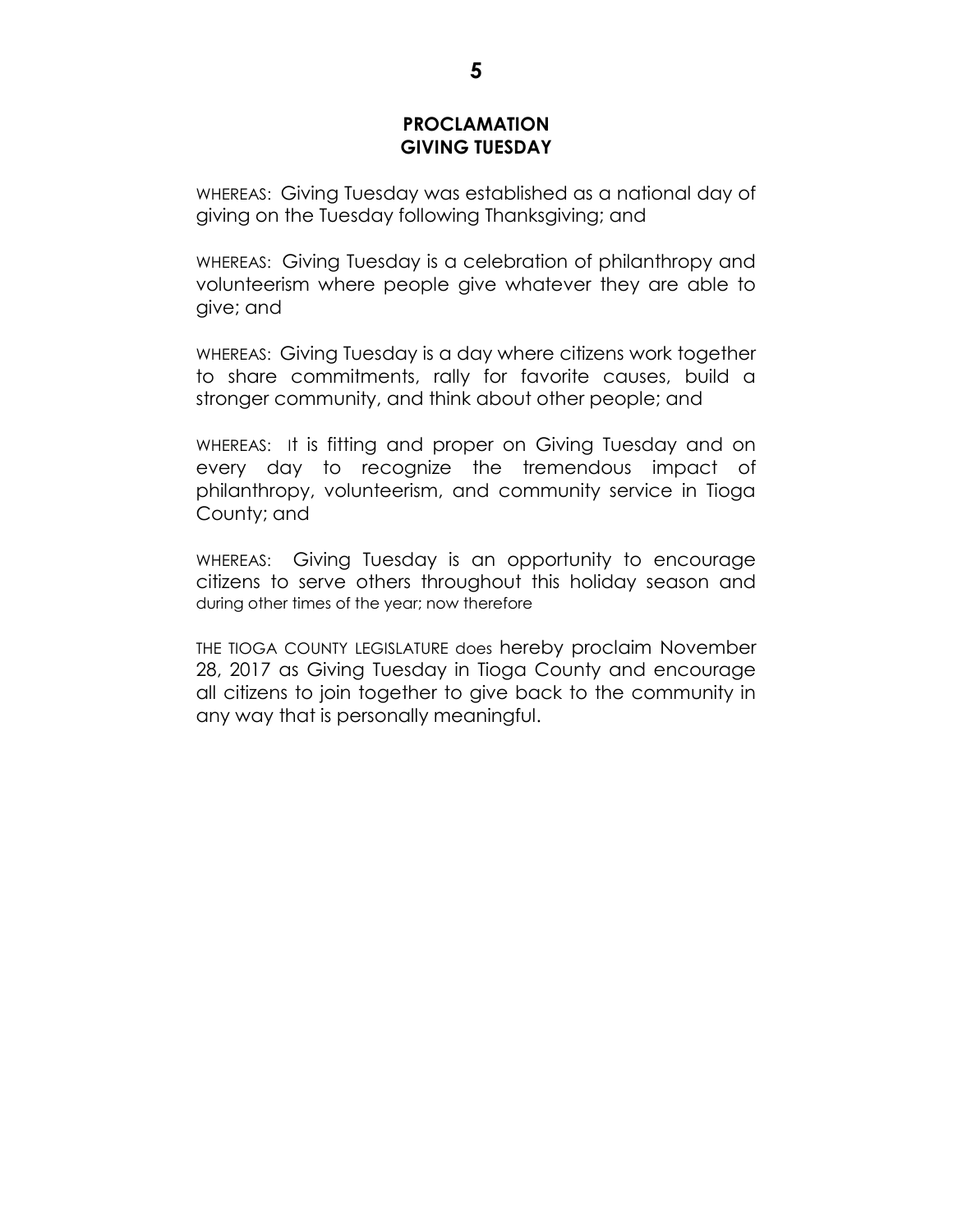## PROCLAMATION
## GIVING TUESDAY

WHEREAS: Giving Tuesday was established as a national day of giving on the Tuesday following Thanksgiving; and

WHEREAS: Giving Tuesday is a celebration of philanthropy and volunteerism where people give whatever they are able to give; and

WHEREAS: Giving Tuesday is a day where citizens work together to share commitments, rally for favorite causes, build a stronger community, and think about other people; and

WHEREAS: It is fitting and proper on Giving Tuesday and on every day to recognize the tremendous impact of philanthropy, volunteerism, and community service in Tioga County; and

WHEREAS: Giving Tuesday is an opportunity to encourage citizens to serve others throughout this holiday season and during other times of the year; now therefore

THE TIOGA COUNTY LEGISLATURE does hereby proclaim November 28, 2017 as Giving Tuesday in Tioga County and encourage all citizens to join together to give back to the community in any way that is personally meaningful.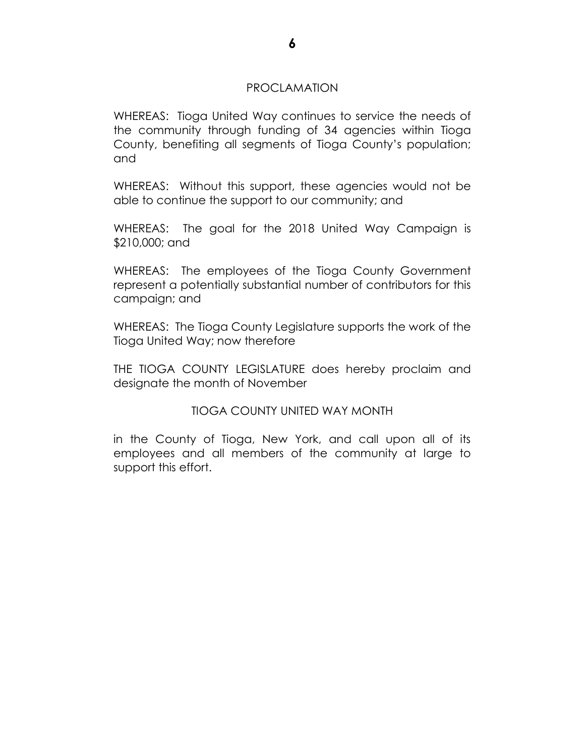## PROCLAMATION

WHEREAS: Tioga United Way continues to service the needs of the community through funding of 34 agencies within Tioga County, benefiting all segments of Tioga County's population; and

WHEREAS: Without this support, these agencies would not be able to continue the support to our community; and

WHEREAS: The goal for the 2018 United Way Campaign is $210,000; and

WHEREAS: The employees of the Tioga County Government represent a potentially substantial number of contributors for this campaign; and

WHEREAS: The Tioga County Legislature supports the work of the Tioga United Way; now therefore

THE TIOGA COUNTY LEGISLATURE does hereby proclaim and designate the month of November

TIOGA COUNTY UNITED WAY MONTH

in the County of Tioga, New York, and call upon all of its employees and all members of the community at large to support this effort.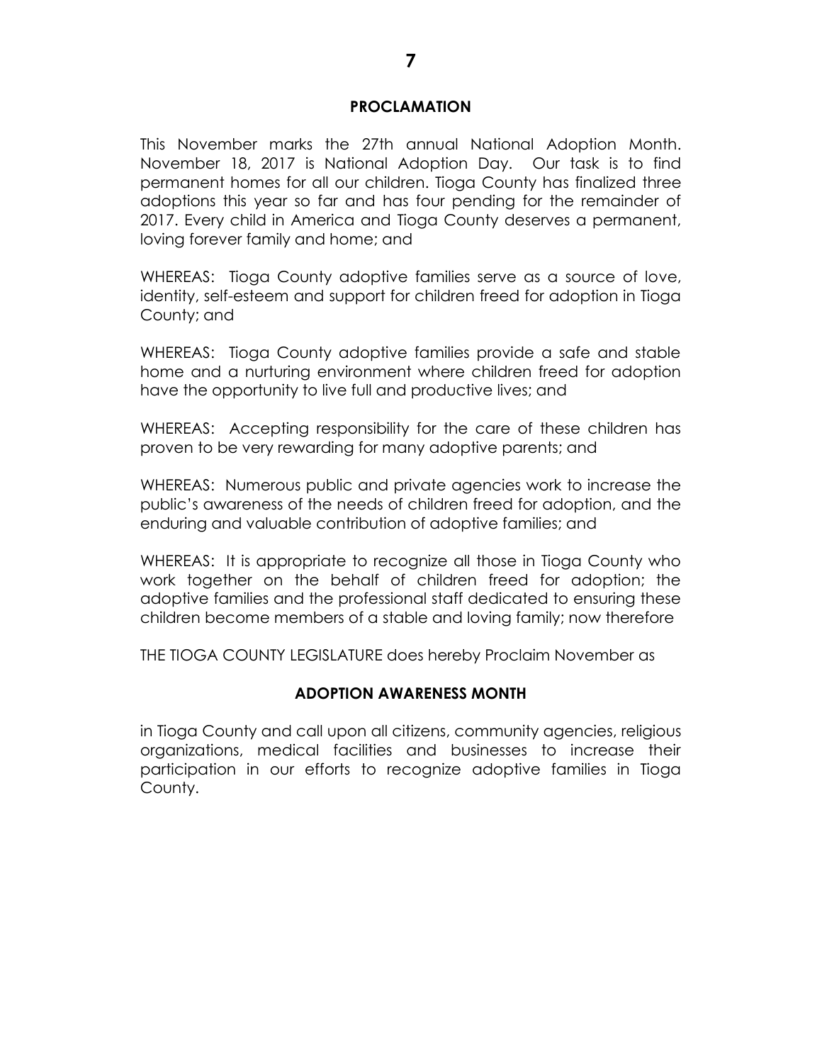# PROCLAMATION

This November marks the 27th annual National Adoption Month. November 18, 2017 is National Adoption Day. Our task is to find permanent homes for all our children. Tioga County has finalized three adoptions this year so far and has four pending for the remainder of 2017. Every child in America and Tioga County deserves a permanent, loving forever family and home; and

WHEREAS: Tioga County adoptive families serve as a source of love, identity, self-esteem and support for children freed for adoption in Tioga County; and

WHEREAS: Tioga County adoptive families provide a safe and stable home and a nurturing environment where children freed for adoption have the opportunity to live full and productive lives; and

WHEREAS: Accepting responsibility for the care of these children has proven to be very rewarding for many adoptive parents; and

WHEREAS: Numerous public and private agencies work to increase the public's awareness of the needs of children freed for adoption, and the enduring and valuable contribution of adoptive families; and

WHEREAS: It is appropriate to recognize all those in Tioga County who work together on the behalf of children freed for adoption; the adoptive families and the professional staff dedicated to ensuring these children become members of a stable and loving family; now therefore

THE TIOGA COUNTY LEGISLATURE does hereby Proclaim November as

**ADOPTION AWARENESS MONTH**

in Tioga County and call upon all citizens, community agencies, religious organizations, medical facilities and businesses to increase their participation in our efforts to recognize adoptive families in Tioga County.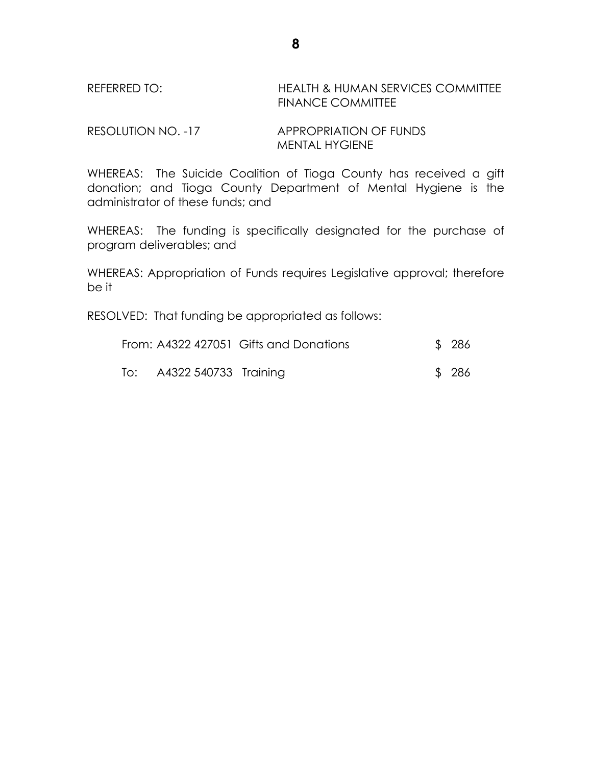REFERRED TO: HEALTH & HUMAN SERVICES COMMITTEE
FINANCE COMMITTEE

RESOLUTION NO. -17 APPROPRIATION OF FUNDS
MENTAL HYGIENE

WHEREAS: The Suicide Coalition of Tioga County has received a gift donation; and Tioga County Department of Mental Hygiene is the administrator of these funds; and

WHEREAS: The funding is specifically designated for the purchase of program deliverables; and

WHEREAS: Appropriation of Funds requires Legislative approval; therefore be it

RESOLVED: That funding be appropriated as follows:

| | | | |
|---|---|---|---|
| From: | A4322 427051 | Gifts and Donations | $ 286 |
| To: | A4322 540733 | Training | $ 286 |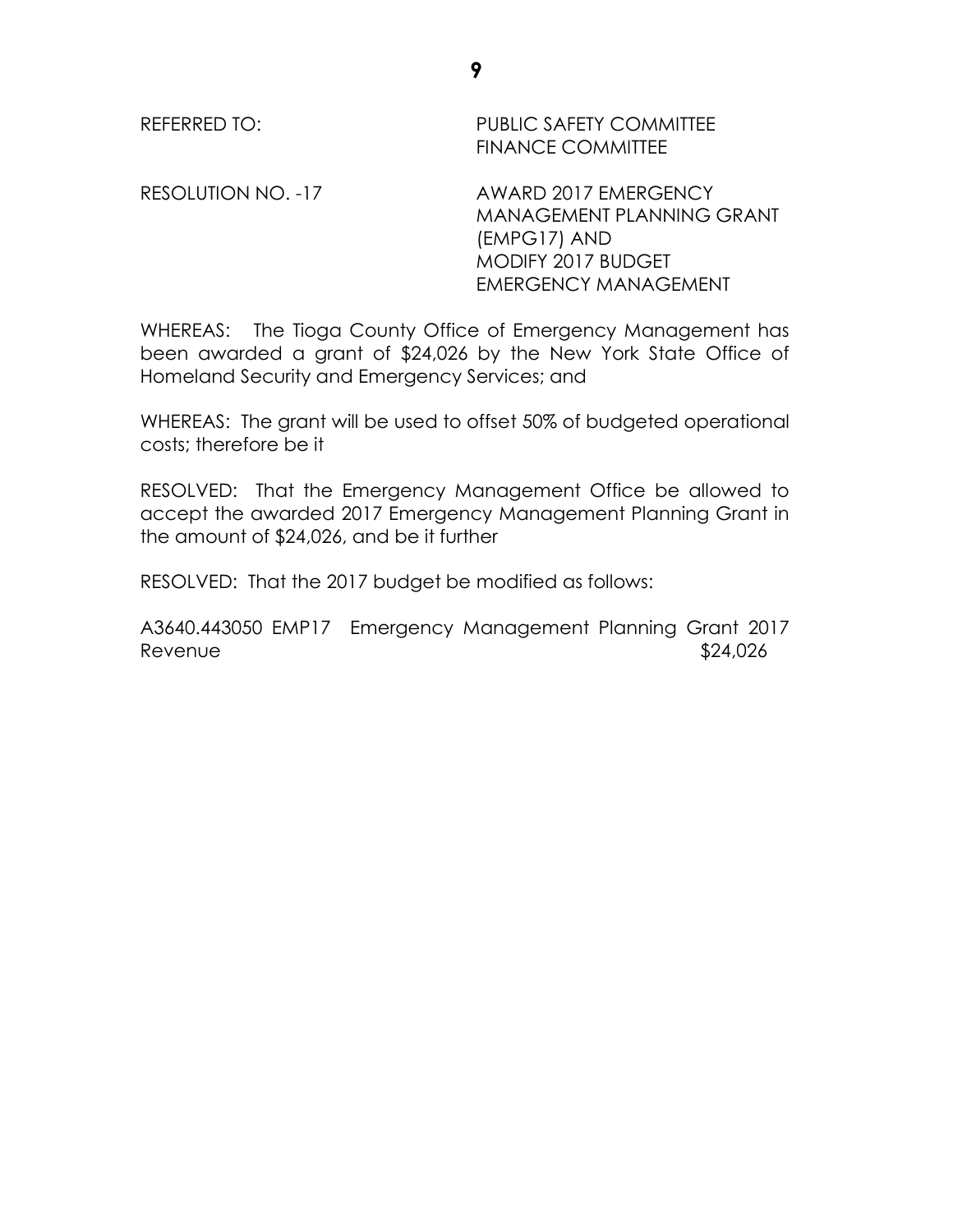REFERRED TO: PUBLIC SAFETY COMMITTEE
FINANCE COMMITTEE

RESOLUTION NO. -17 AWARD 2017 EMERGENCY MANAGEMENT PLANNING GRANT (EMPG17) AND MODIFY 2017 BUDGET EMERGENCY MANAGEMENT

WHEREAS: The Tioga County Office of Emergency Management has been awarded a grant of $24,026 by the New York State Office of Homeland Security and Emergency Services; and

WHEREAS: The grant will be used to offset 50% of budgeted operational costs; therefore be it

RESOLVED: That the Emergency Management Office be allowed to accept the awarded 2017 Emergency Management Planning Grant in the amount of $24,026, and be it further

RESOLVED: That the 2017 budget be modified as follows:

A3640.443050 EMP17 Emergency Management Planning Grant 2017 Revenue $24,026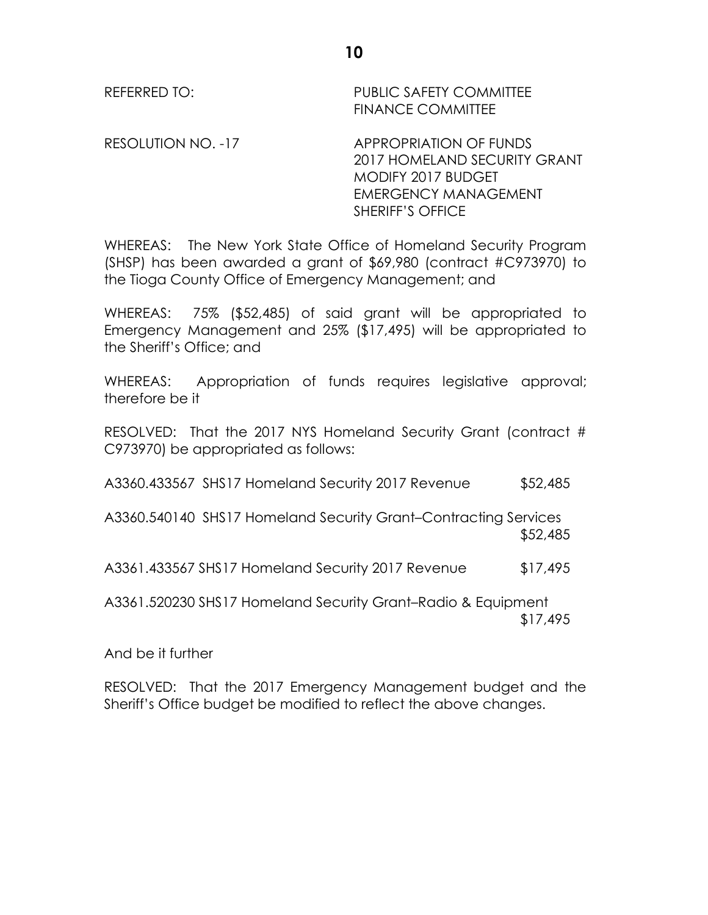REFERRED TO: PUBLIC SAFETY COMMITTEE
FINANCE COMMITTEE

RESOLUTION NO. -17 APPROPRIATION OF FUNDS
2017 HOMELAND SECURITY GRANT
MODIFY 2017 BUDGET
EMERGENCY MANAGEMENT
SHERIFF'S OFFICE

WHEREAS: The New York State Office of Homeland Security Program (SHSP) has been awarded a grant of $69,980 (contract #C973970) to the Tioga County Office of Emergency Management; and

WHEREAS: 75% ($52,485) of said grant will be appropriated to Emergency Management and 25% ($17,495) will be appropriated to the Sheriff's Office; and

WHEREAS: Appropriation of funds requires legislative approval; therefore be it

RESOLVED: That the 2017 NYS Homeland Security Grant (contract # C973970) be appropriated as follows:

A3360.433567 SHS17 Homeland Security 2017 Revenue $52,485

A3360.540140 SHS17 Homeland Security Grant–Contracting Services $52,485

A3361.433567 SHS17 Homeland Security 2017 Revenue $17,495

A3361.520230 SHS17 Homeland Security Grant–Radio & Equipment $17,495

And be it further

RESOLVED: That the 2017 Emergency Management budget and the Sheriff's Office budget be modified to reflect the above changes.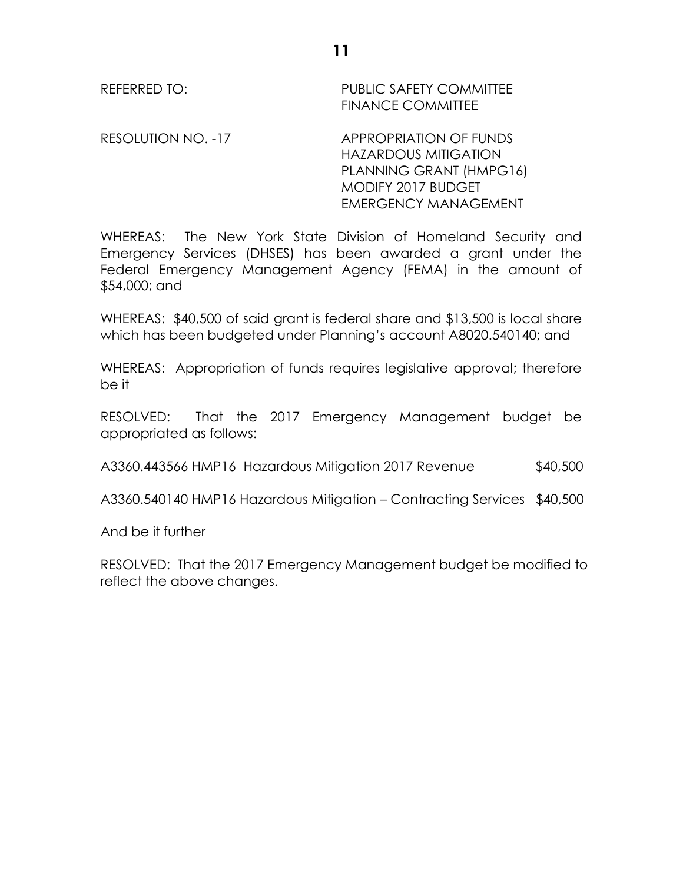REFERRED TO: PUBLIC SAFETY COMMITTEE
FINANCE COMMITTEE

RESOLUTION NO. -17 APPROPRIATION OF FUNDS
HAZARDOUS MITIGATION
PLANNING GRANT (HMPG16)
MODIFY 2017 BUDGET
EMERGENCY MANAGEMENT

WHEREAS: The New York State Division of Homeland Security and Emergency Services (DHSES) has been awarded a grant under the Federal Emergency Management Agency (FEMA) in the amount of $54,000; and

WHEREAS: $40,500 of said grant is federal share and $13,500 is local share which has been budgeted under Planning's account A8020.540140; and

WHEREAS: Appropriation of funds requires legislative approval; therefore be it

RESOLVED: That the 2017 Emergency Management budget be appropriated as follows:

A3360.443566 HMP16 Hazardous Mitigation 2017 Revenue $40,500

A3360.540140 HMP16 Hazardous Mitigation – Contracting Services $40,500

And be it further

RESOLVED: That the 2017 Emergency Management budget be modified to reflect the above changes.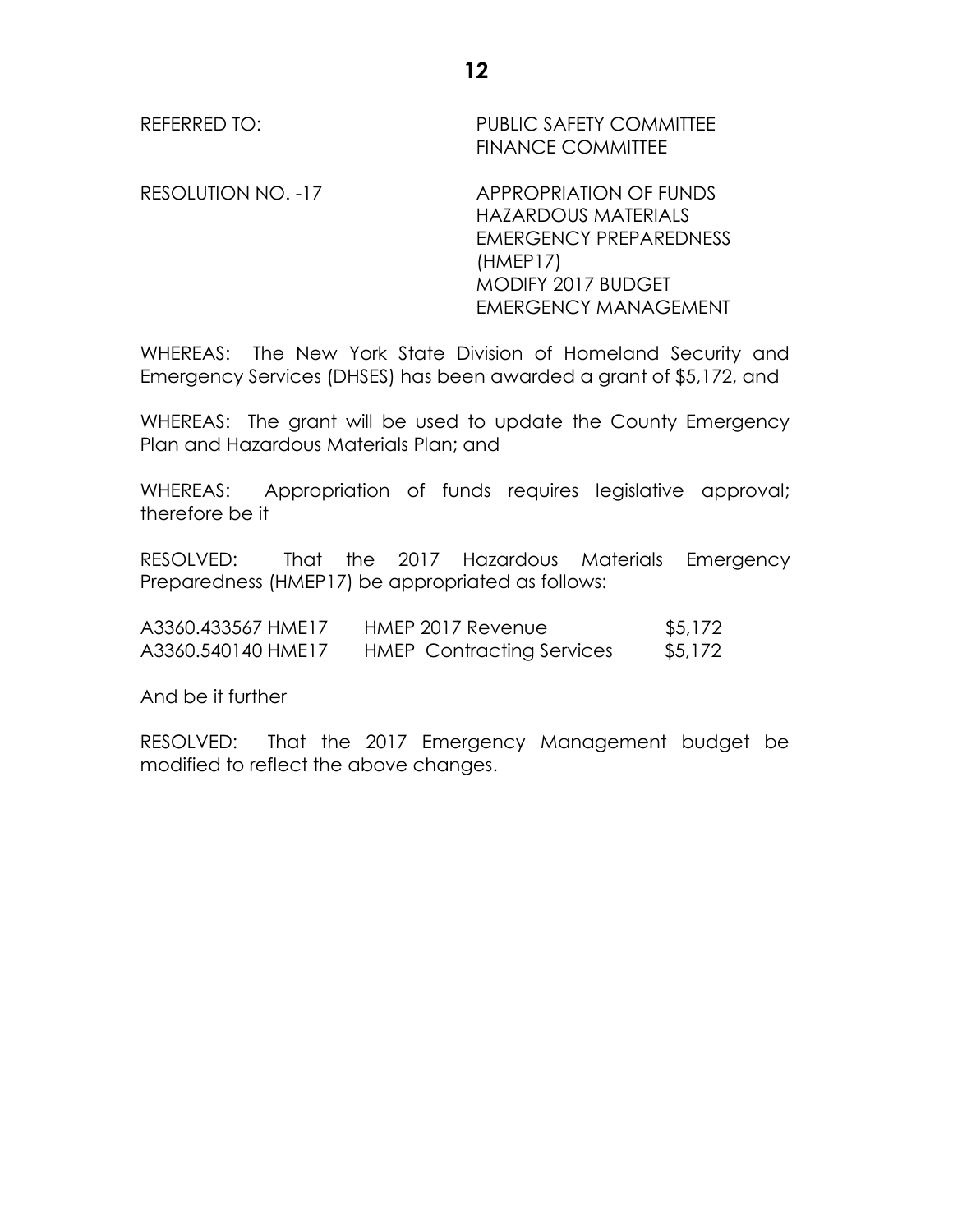REFERRED TO: PUBLIC SAFETY COMMITTEE
FINANCE COMMITTEE

RESOLUTION NO. -17 APPROPRIATION OF FUNDS
HAZARDOUS MATERIALS
EMERGENCY PREPAREDNESS
(HMEP17)
MODIFY 2017 BUDGET
EMERGENCY MANAGEMENT

WHEREAS: The New York State Division of Homeland Security and Emergency Services (DHSES) has been awarded a grant of $5,172, and

WHEREAS: The grant will be used to update the County Emergency Plan and Hazardous Materials Plan; and

WHEREAS: Appropriation of funds requires legislative approval; therefore be it

RESOLVED: That the 2017 Hazardous Materials Emergency Preparedness (HMEP17) be appropriated as follows:

| | | |
|---|---|---|
| A3360.433567 HME17 | HMEP 2017 Revenue | $5,172 |
| A3360.540140 HME17 | HMEP Contracting Services | $5,172 |

And be it further

RESOLVED: That the 2017 Emergency Management budget be modified to reflect the above changes.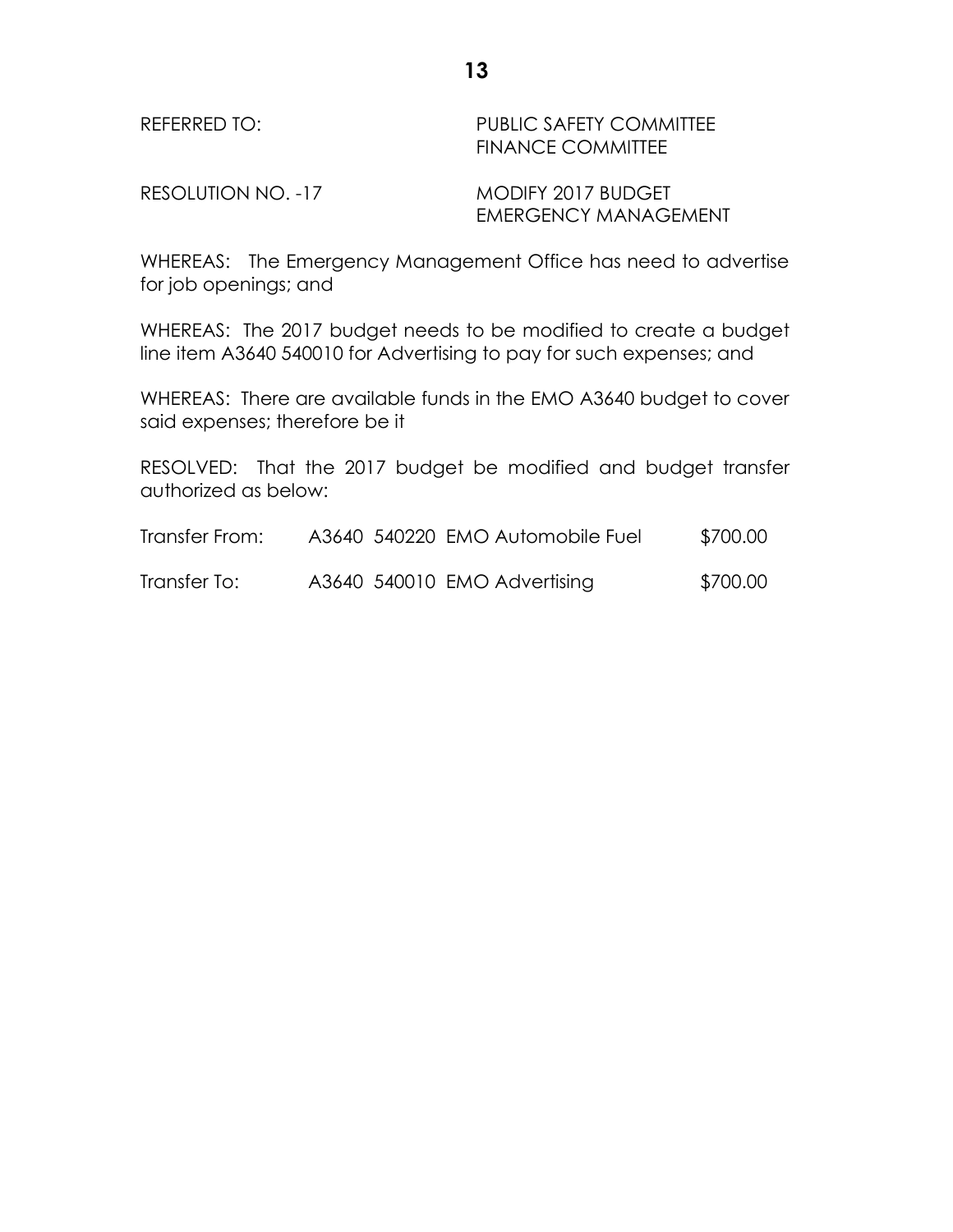REFERRED TO: PUBLIC SAFETY COMMITTEE
FINANCE COMMITTEE

RESOLUTION NO. -17 MODIFY 2017 BUDGET
EMERGENCY MANAGEMENT

WHEREAS: The Emergency Management Office has need to advertise for job openings; and

WHEREAS: The 2017 budget needs to be modified to create a budget line item A3640 540010 for Advertising to pay for such expenses; and

WHEREAS: There are available funds in the EMO A3640 budget to cover said expenses; therefore be it

RESOLVED: That the 2017 budget be modified and budget transfer authorized as below:

| | | |
|---|---|---|
| Transfer From: | A3640 540220 EMO Automobile Fuel | $700.00 |
| Transfer To: | A3640 540010 EMO Advertising | $700.00 |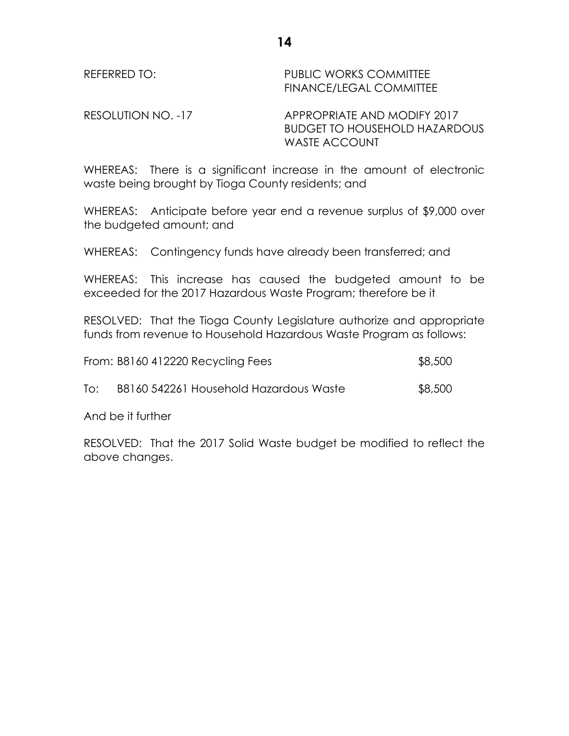REFERRED TO: PUBLIC WORKS COMMITTEE
FINANCE/LEGAL COMMITTEE

RESOLUTION NO. -17 APPROPRIATE AND MODIFY 2017 BUDGET TO HOUSEHOLD HAZARDOUS WASTE ACCOUNT

WHEREAS: There is a significant increase in the amount of electronic waste being brought by Tioga County residents; and

WHEREAS: Anticipate before year end a revenue surplus of $9,000 over the budgeted amount; and

WHEREAS: Contingency funds have already been transferred; and

WHEREAS: This increase has caused the budgeted amount to be exceeded for the 2017 Hazardous Waste Program; therefore be it

RESOLVED: That the Tioga County Legislature authorize and appropriate funds from revenue to Household Hazardous Waste Program as follows:

From: B8160 412220 Recycling Fees $8,500

To: B8160 542261 Household Hazardous Waste $8,500

And be it further

RESOLVED: That the 2017 Solid Waste budget be modified to reflect the above changes.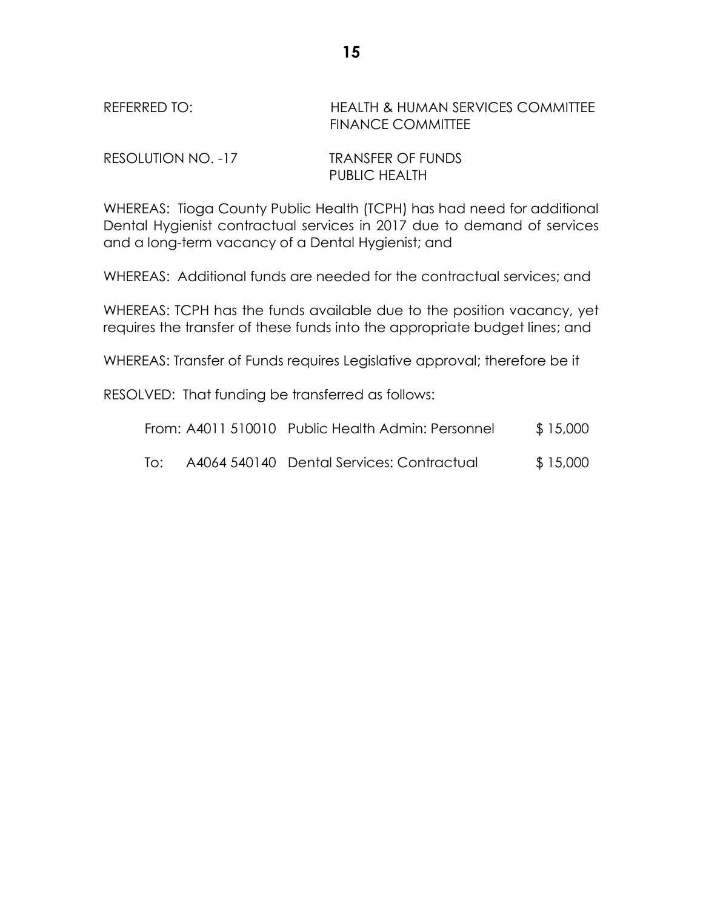REFERRED TO: HEALTH & HUMAN SERVICES COMMITTEE
FINANCE COMMITTEE

RESOLUTION NO. -17 TRANSFER OF FUNDS
PUBLIC HEALTH

WHEREAS: Tioga County Public Health (TCPH) has had need for additional Dental Hygienist contractual services in 2017 due to demand of services and a long-term vacancy of a Dental Hygienist; and

WHEREAS: Additional funds are needed for the contractual services; and

WHEREAS: TCPH has the funds available due to the position vacancy, yet requires the transfer of these funds into the appropriate budget lines; and

WHEREAS: Transfer of Funds requires Legislative approval; therefore be it

RESOLVED: That funding be transferred as follows:

| | | | |
|---|---|---|---|
| From: | A4011 510010 | Public Health Admin: Personnel | $ 15,000 |
| To: | A4064 540140 | Dental Services: Contractual | $ 15,000 |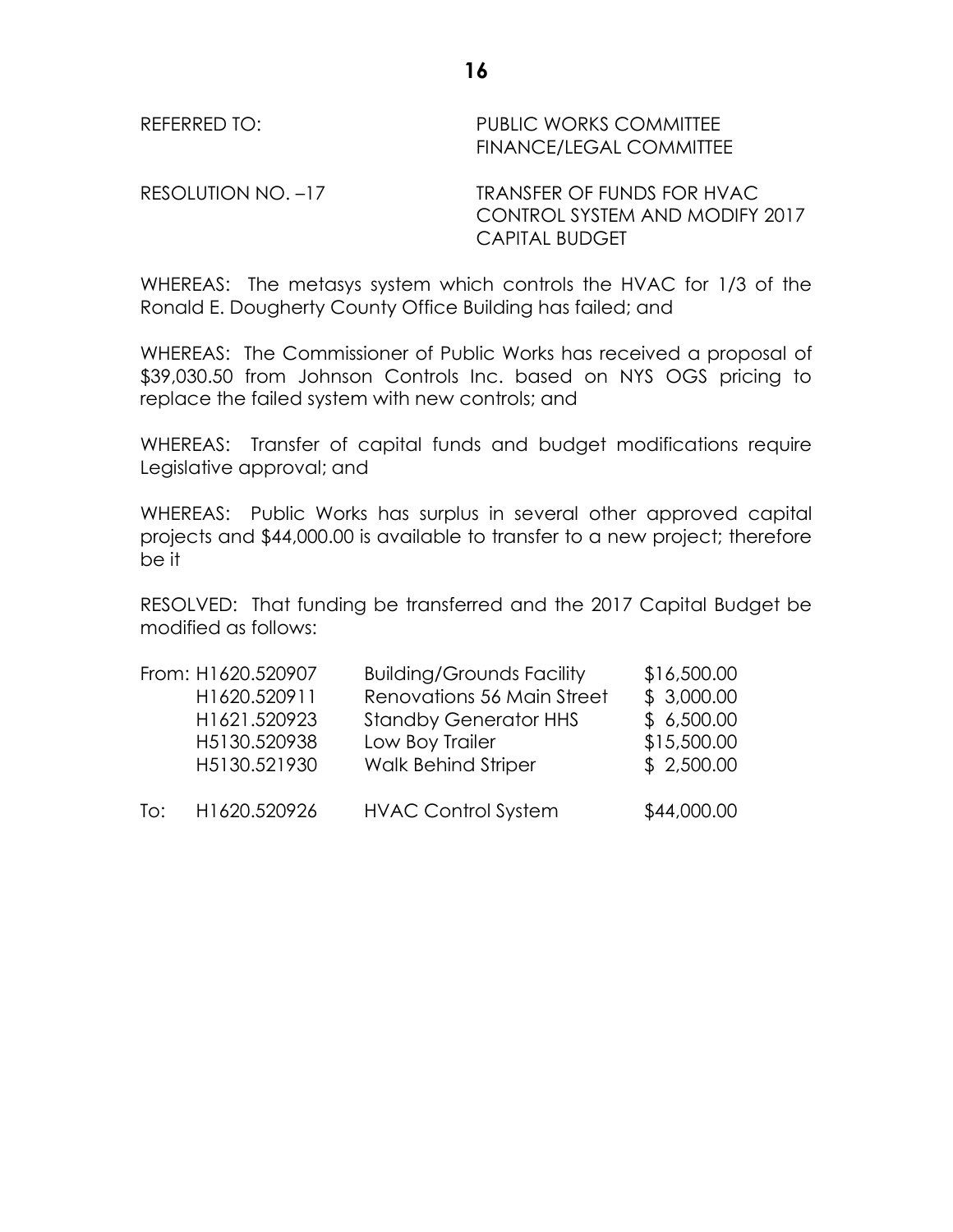REFERRED TO: PUBLIC WORKS COMMITTEE
FINANCE/LEGAL COMMITTEE

RESOLUTION NO. –17 TRANSFER OF FUNDS FOR HVAC CONTROL SYSTEM AND MODIFY 2017 CAPITAL BUDGET

WHEREAS: The metasys system which controls the HVAC for 1/3 of the Ronald E. Dougherty County Office Building has failed; and

WHEREAS: The Commissioner of Public Works has received a proposal of $39,030.50 from Johnson Controls Inc. based on NYS OGS pricing to replace the failed system with new controls; and

WHEREAS: Transfer of capital funds and budget modifications require Legislative approval; and

WHEREAS: Public Works has surplus in several other approved capital projects and $44,000.00 is available to transfer to a new project; therefore be it

RESOLVED: That funding be transferred and the 2017 Capital Budget be modified as follows:

| | Account | Description | Amount |
|---|---|---|---|
| From: | H1620.520907 | Building/Grounds Facility | $16,500.00 |
| | H1620.520911 | Renovations 56 Main Street | $ 3,000.00 |
| | H1621.520923 | Standby Generator HHS | $ 6,500.00 |
| | H5130.520938 | Low Boy Trailer | $15,500.00 |
| | H5130.521930 | Walk Behind Striper | $ 2,500.00 |
| To: | H1620.520926 | HVAC Control System | $44,000.00 |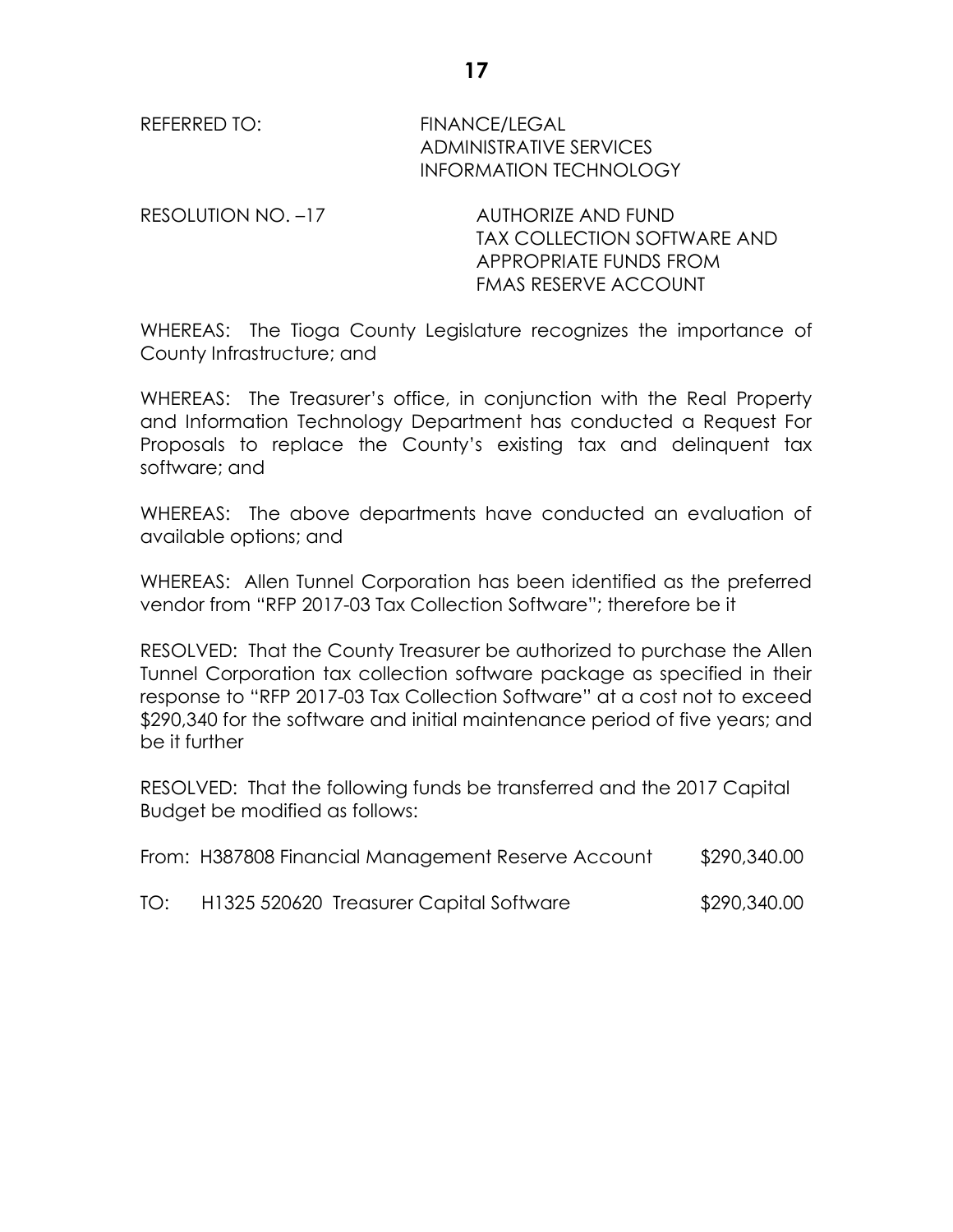REFERRED TO: FINANCE/LEGAL
ADMINISTRATIVE SERVICES
INFORMATION TECHNOLOGY

RESOLUTION NO. –17 AUTHORIZE AND FUND TAX COLLECTION SOFTWARE AND APPROPRIATE FUNDS FROM FMAS RESERVE ACCOUNT

WHEREAS: The Tioga County Legislature recognizes the importance of County Infrastructure; and

WHEREAS: The Treasurer's office, in conjunction with the Real Property and Information Technology Department has conducted a Request For Proposals to replace the County's existing tax and delinquent tax software; and

WHEREAS: The above departments have conducted an evaluation of available options; and

WHEREAS: Allen Tunnel Corporation has been identified as the preferred vendor from "RFP 2017-03 Tax Collection Software"; therefore be it

RESOLVED: That the County Treasurer be authorized to purchase the Allen Tunnel Corporation tax collection software package as specified in their response to "RFP 2017-03 Tax Collection Software" at a cost not to exceed $290,340 for the software and initial maintenance period of five years; and be it further

RESOLVED: That the following funds be transferred and the 2017 Capital Budget be modified as follows:

| | | |
|---|---|---|
| From: | H387808 Financial Management Reserve Account | $290,340.00 |
| TO: | H1325 520620 Treasurer Capital Software | $290,340.00 |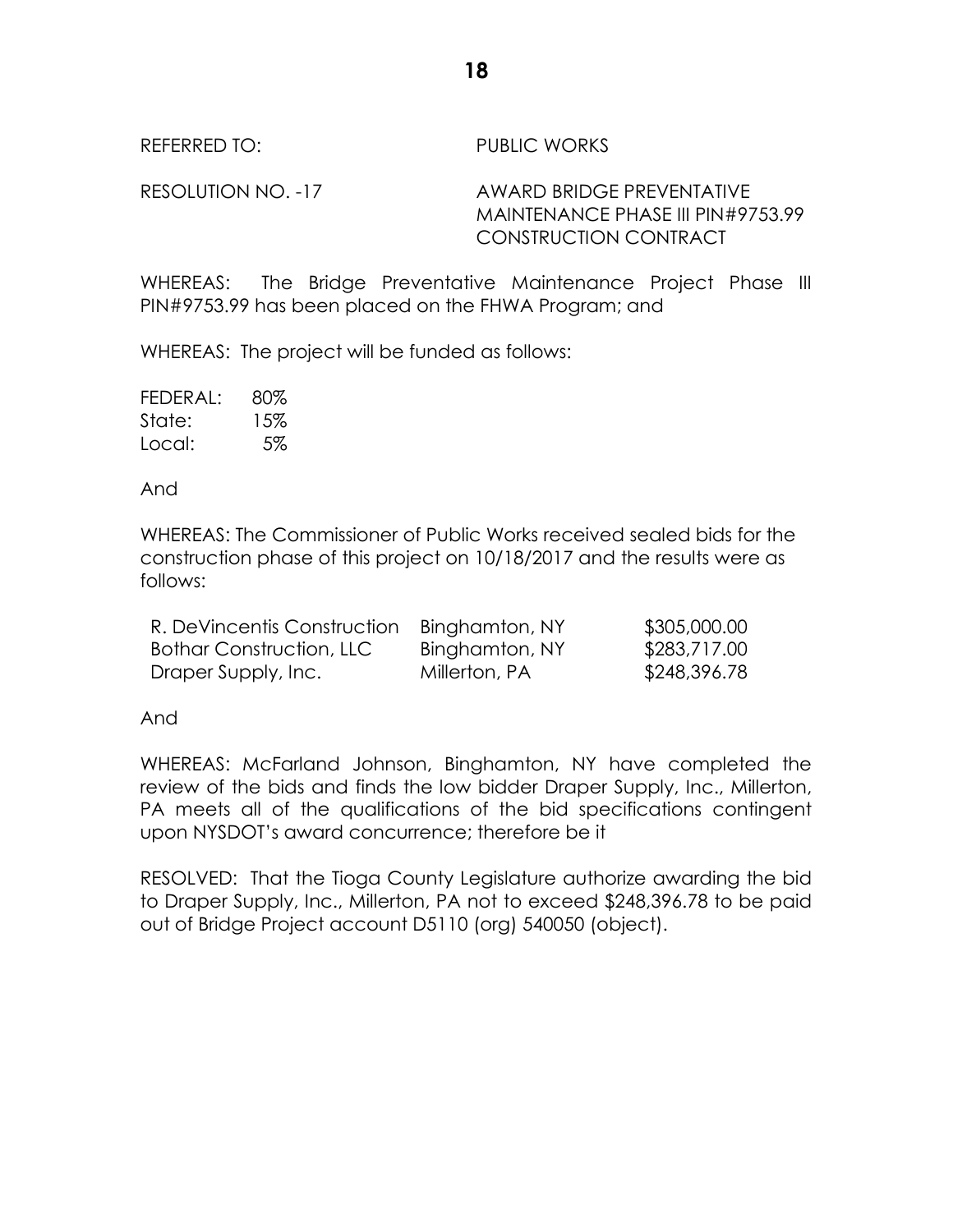REFERRED TO: PUBLIC WORKS

RESOLUTION NO. -17 AWARD BRIDGE PREVENTATIVE MAINTENANCE PHASE III PIN#9753.99 CONSTRUCTION CONTRACT

WHEREAS: The Bridge Preventative Maintenance Project Phase III PIN#9753.99 has been placed on the FHWA Program; and

WHEREAS: The project will be funded as follows:

FEDERAL: 80%
State: 15%
Local: 5%

And

WHEREAS: The Commissioner of Public Works received sealed bids for the construction phase of this project on 10/18/2017 and the results were as follows:

| | | |
|---|---|---|
| R. DeVincentis Construction | Binghamton, NY | \$305,000.00 |
| Bothar Construction, LLC | Binghamton, NY | \$283,717.00 |
| Draper Supply, Inc. | Millerton, PA | \$248,396.78 |

And

WHEREAS: McFarland Johnson, Binghamton, NY have completed the review of the bids and finds the low bidder Draper Supply, Inc., Millerton, PA meets all of the qualifications of the bid specifications contingent upon NYSDOT's award concurrence; therefore be it

RESOLVED: That the Tioga County Legislature authorize awarding the bid to Draper Supply, Inc., Millerton, PA not to exceed \$248,396.78 to be paid out of Bridge Project account D5110 (org) 540050 (object).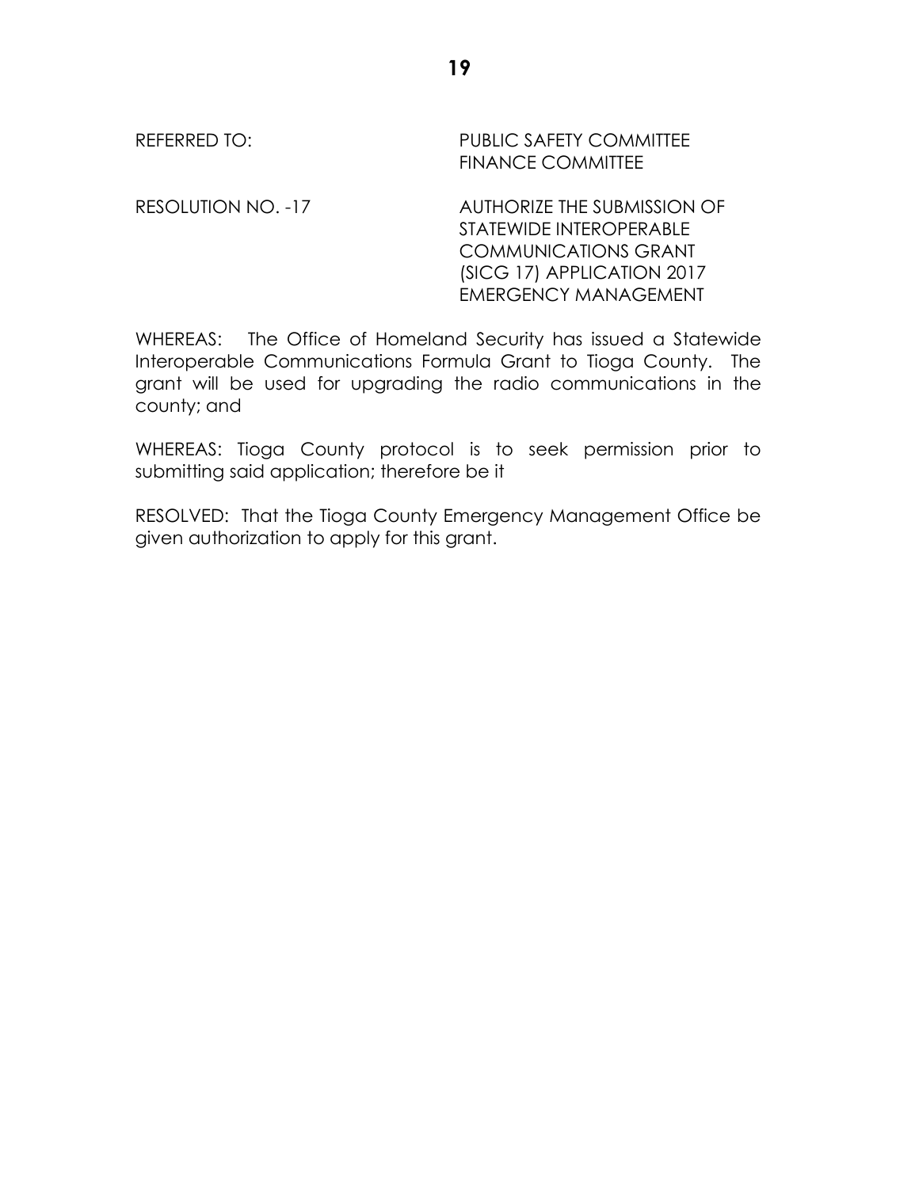REFERRED TO: PUBLIC SAFETY COMMITTEE
FINANCE COMMITTEE

RESOLUTION NO. -17 AUTHORIZE THE SUBMISSION OF STATEWIDE INTEROPERABLE COMMUNICATIONS GRANT (SICG 17) APPLICATION 2017 EMERGENCY MANAGEMENT

WHEREAS: The Office of Homeland Security has issued a Statewide Interoperable Communications Formula Grant to Tioga County. The grant will be used for upgrading the radio communications in the county; and

WHEREAS: Tioga County protocol is to seek permission prior to submitting said application; therefore be it

RESOLVED: That the Tioga County Emergency Management Office be given authorization to apply for this grant.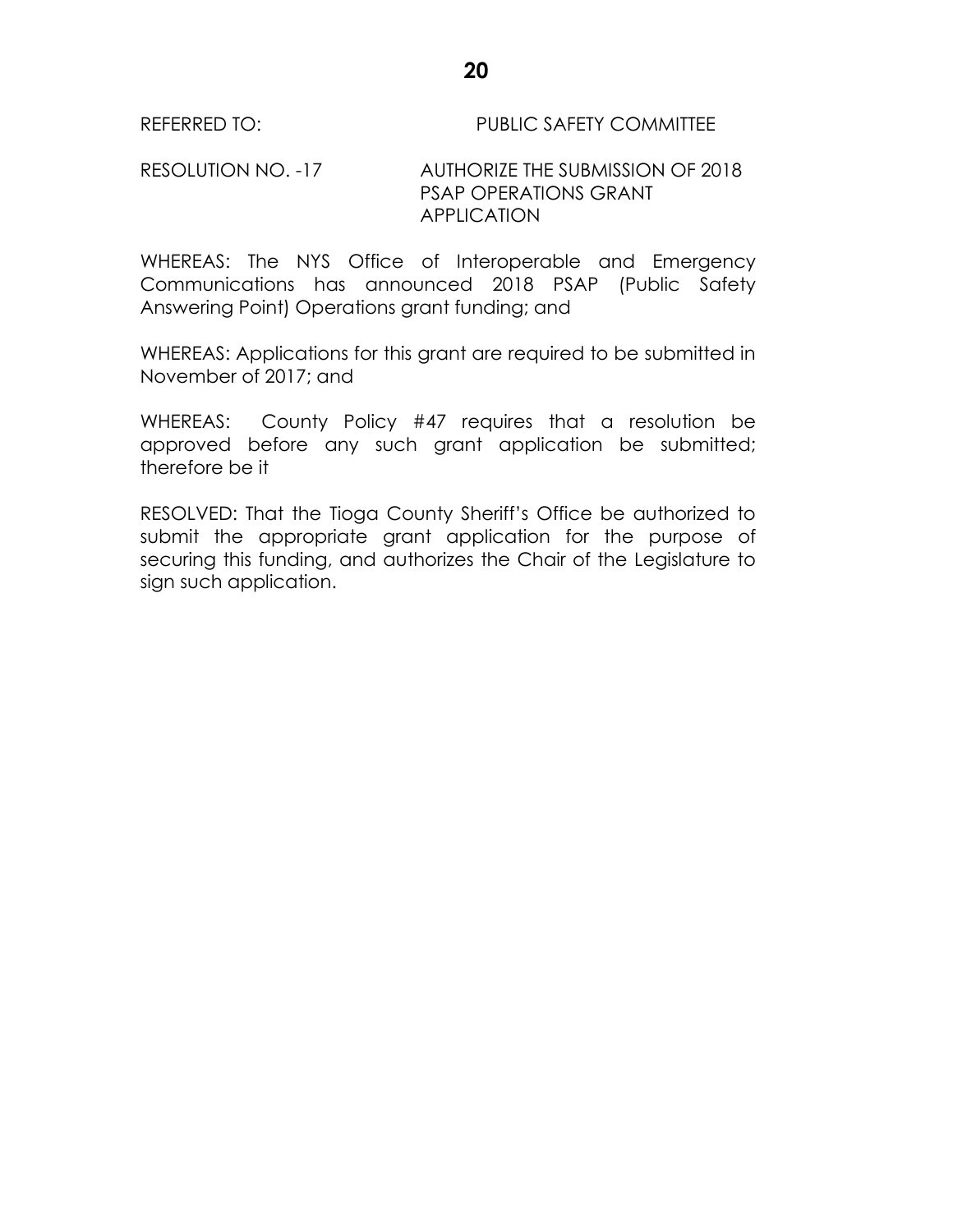REFERRED TO: PUBLIC SAFETY COMMITTEE

RESOLUTION NO. -17 AUTHORIZE THE SUBMISSION OF 2018 PSAP OPERATIONS GRANT APPLICATION

WHEREAS: The NYS Office of Interoperable and Emergency Communications has announced 2018 PSAP (Public Safety Answering Point) Operations grant funding; and

WHEREAS: Applications for this grant are required to be submitted in November of 2017; and

WHEREAS: County Policy #47 requires that a resolution be approved before any such grant application be submitted; therefore be it

RESOLVED: That the Tioga County Sheriff's Office be authorized to submit the appropriate grant application for the purpose of securing this funding, and authorizes the Chair of the Legislature to sign such application.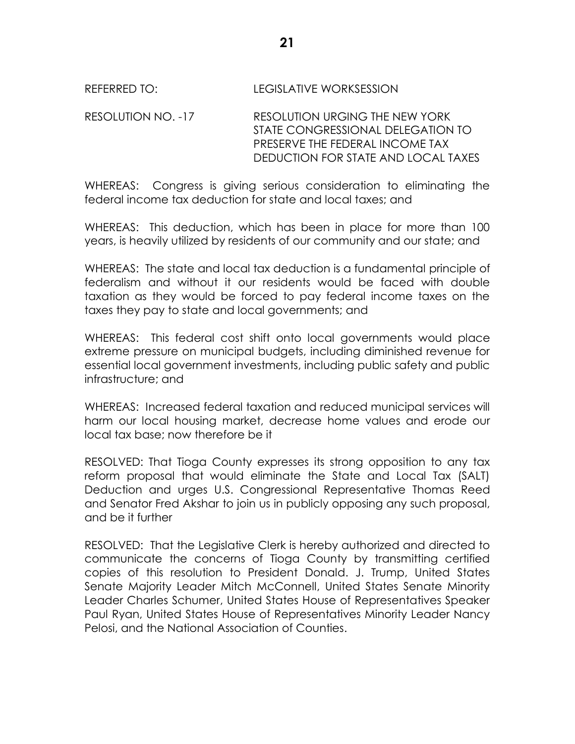REFERRED TO: LEGISLATIVE WORKSESSION

RESOLUTION NO. -17 RESOLUTION URGING THE NEW YORK STATE CONGRESSIONAL DELEGATION TO PRESERVE THE FEDERAL INCOME TAX DEDUCTION FOR STATE AND LOCAL TAXES

WHEREAS: Congress is giving serious consideration to eliminating the federal income tax deduction for state and local taxes; and

WHEREAS: This deduction, which has been in place for more than 100 years, is heavily utilized by residents of our community and our state; and

WHEREAS: The state and local tax deduction is a fundamental principle of federalism and without it our residents would be faced with double taxation as they would be forced to pay federal income taxes on the taxes they pay to state and local governments; and

WHEREAS: This federal cost shift onto local governments would place extreme pressure on municipal budgets, including diminished revenue for essential local government investments, including public safety and public infrastructure; and

WHEREAS: Increased federal taxation and reduced municipal services will harm our local housing market, decrease home values and erode our local tax base; now therefore be it

RESOLVED: That Tioga County expresses its strong opposition to any tax reform proposal that would eliminate the State and Local Tax (SALT) Deduction and urges U.S. Congressional Representative Thomas Reed and Senator Fred Akshar to join us in publicly opposing any such proposal, and be it further

RESOLVED: That the Legislative Clerk is hereby authorized and directed to communicate the concerns of Tioga County by transmitting certified copies of this resolution to President Donald. J. Trump, United States Senate Majority Leader Mitch McConnell, United States Senate Minority Leader Charles Schumer, United States House of Representatives Speaker Paul Ryan, United States House of Representatives Minority Leader Nancy Pelosi, and the National Association of Counties.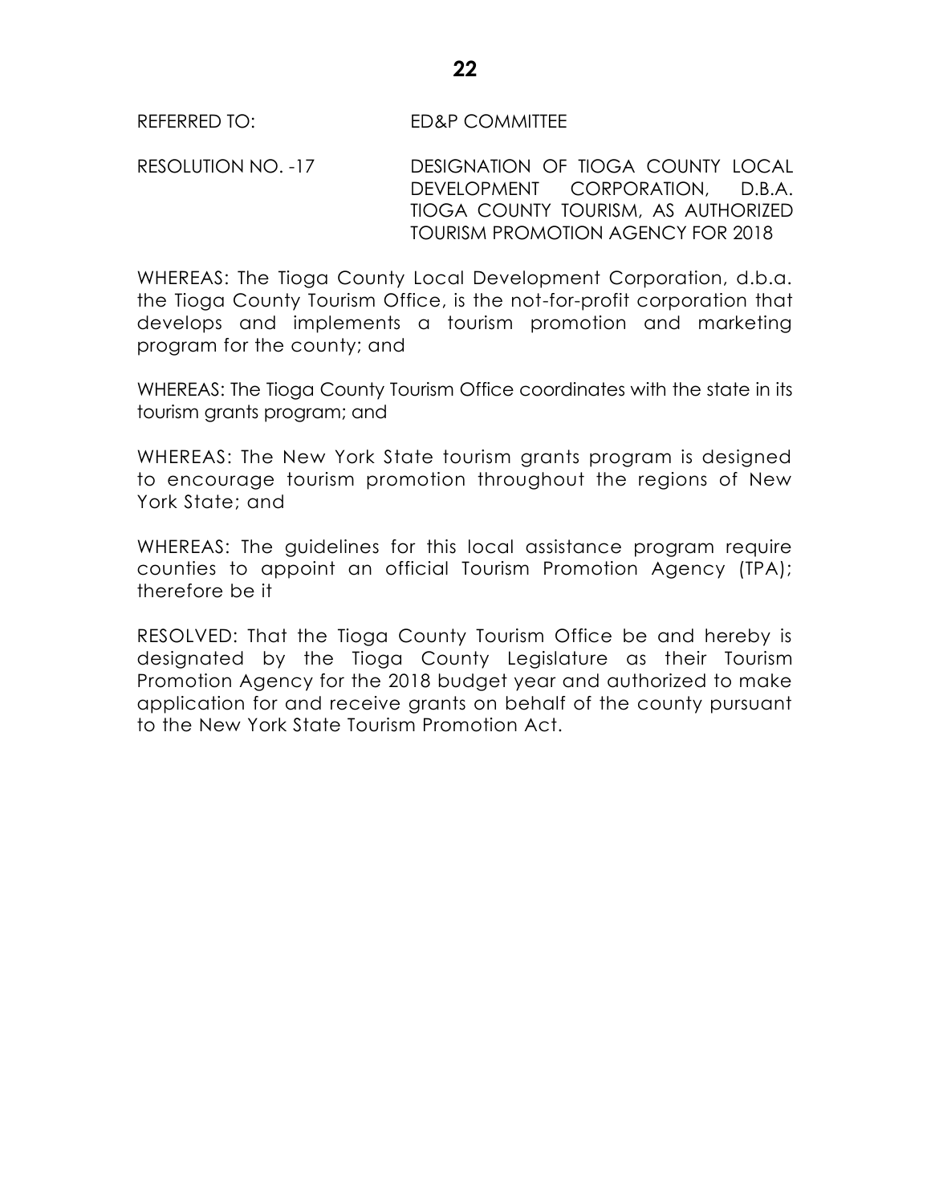REFERRED TO: ED&P COMMITTEE

RESOLUTION NO. -17 DESIGNATION OF TIOGA COUNTY LOCAL DEVELOPMENT CORPORATION, D.B.A. TIOGA COUNTY TOURISM, AS AUTHORIZED TOURISM PROMOTION AGENCY FOR 2018

WHEREAS: The Tioga County Local Development Corporation, d.b.a. the Tioga County Tourism Office, is the not-for-profit corporation that develops and implements a tourism promotion and marketing program for the county; and

WHEREAS: The Tioga County Tourism Office coordinates with the state in its tourism grants program; and

WHEREAS: The New York State tourism grants program is designed to encourage tourism promotion throughout the regions of New York State; and

WHEREAS: The guidelines for this local assistance program require counties to appoint an official Tourism Promotion Agency (TPA); therefore be it

RESOLVED: That the Tioga County Tourism Office be and hereby is designated by the Tioga County Legislature as their Tourism Promotion Agency for the 2018 budget year and authorized to make application for and receive grants on behalf of the county pursuant to the New York State Tourism Promotion Act.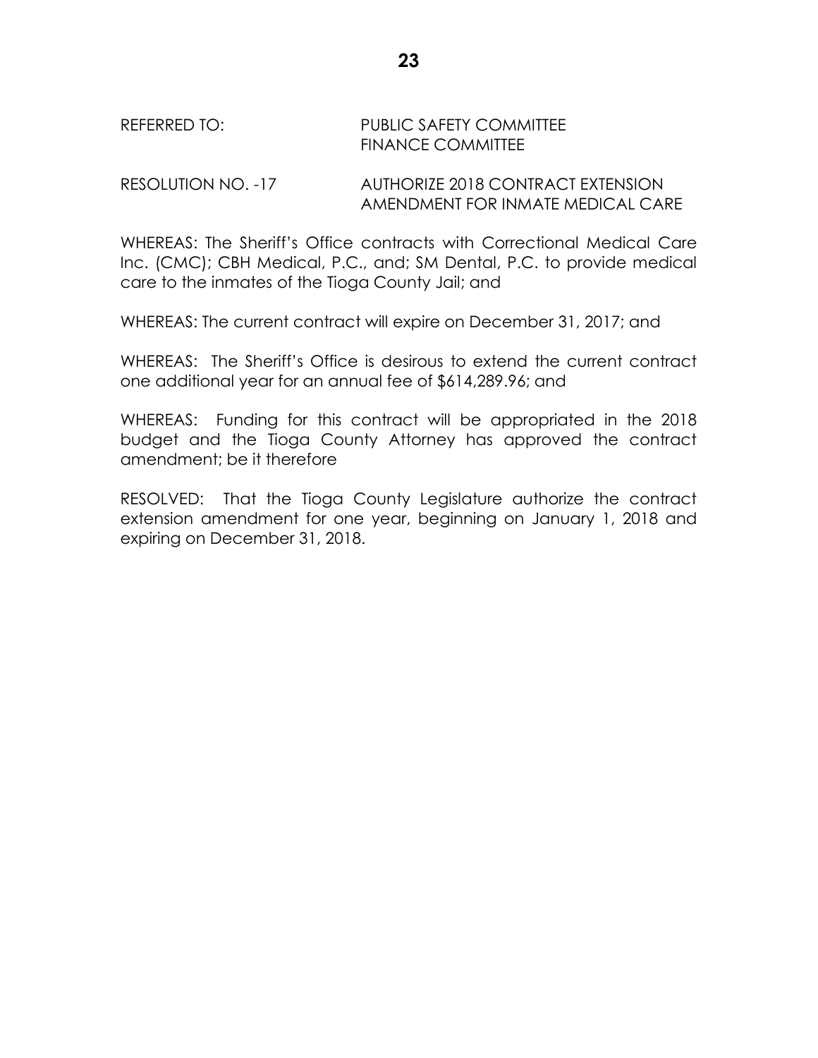REFERRED TO: PUBLIC SAFETY COMMITTEE
FINANCE COMMITTEE

RESOLUTION NO. -17 AUTHORIZE 2018 CONTRACT EXTENSION AMENDMENT FOR INMATE MEDICAL CARE

WHEREAS: The Sheriff's Office contracts with Correctional Medical Care Inc. (CMC); CBH Medical, P.C., and; SM Dental, P.C. to provide medical care to the inmates of the Tioga County Jail; and

WHEREAS: The current contract will expire on December 31, 2017; and

WHEREAS: The Sheriff's Office is desirous to extend the current contract one additional year for an annual fee of $614,289.96; and

WHEREAS: Funding for this contract will be appropriated in the 2018 budget and the Tioga County Attorney has approved the contract amendment; be it therefore

RESOLVED: That the Tioga County Legislature authorize the contract extension amendment for one year, beginning on January 1, 2018 and expiring on December 31, 2018.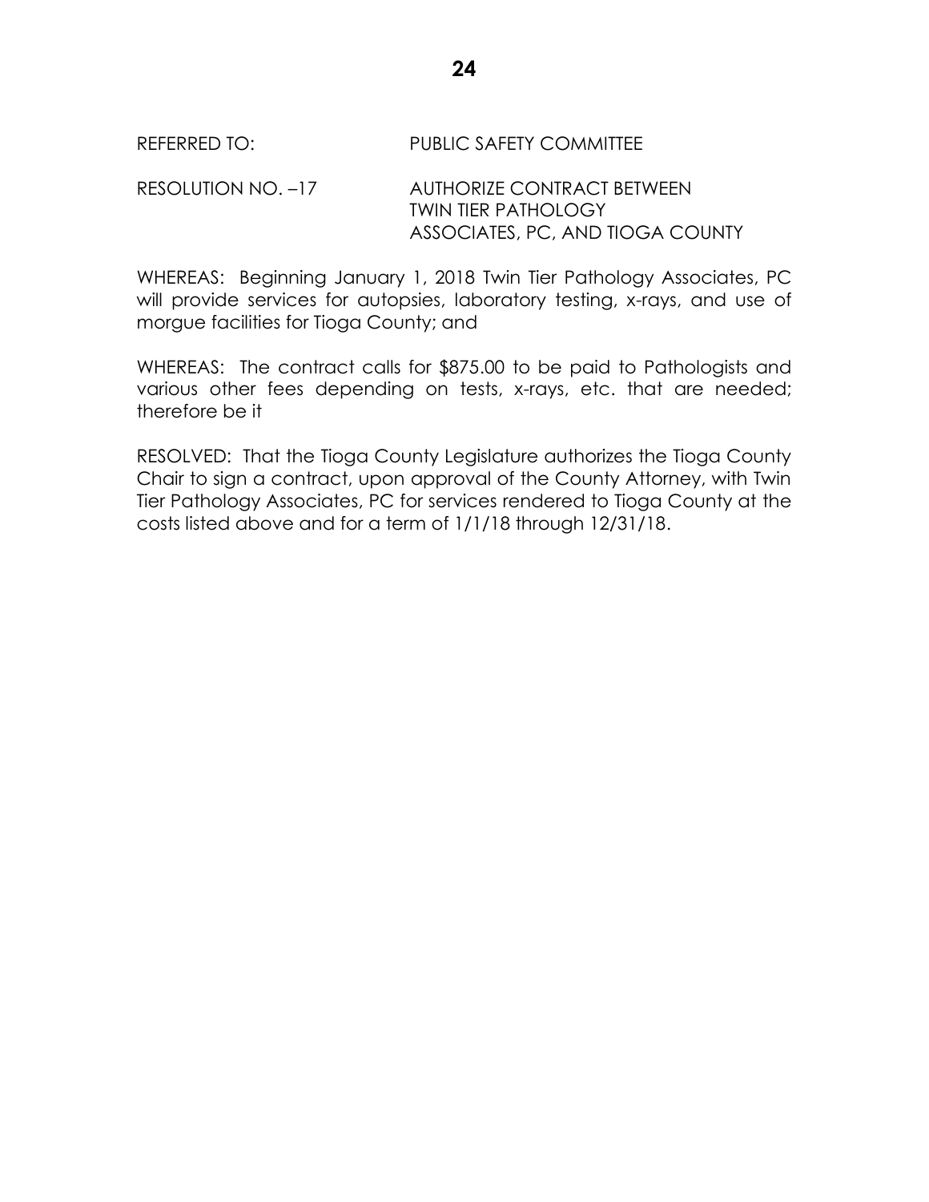REFERRED TO: PUBLIC SAFETY COMMITTEE

RESOLUTION NO. –17 AUTHORIZE CONTRACT BETWEEN TWIN TIER PATHOLOGY ASSOCIATES, PC, AND TIOGA COUNTY

WHEREAS: Beginning January 1, 2018 Twin Tier Pathology Associates, PC will provide services for autopsies, laboratory testing, x-rays, and use of morgue facilities for Tioga County; and

WHEREAS: The contract calls for $875.00 to be paid to Pathologists and various other fees depending on tests, x-rays, etc. that are needed; therefore be it

RESOLVED: That the Tioga County Legislature authorizes the Tioga County Chair to sign a contract, upon approval of the County Attorney, with Twin Tier Pathology Associates, PC for services rendered to Tioga County at the costs listed above and for a term of 1/1/18 through 12/31/18.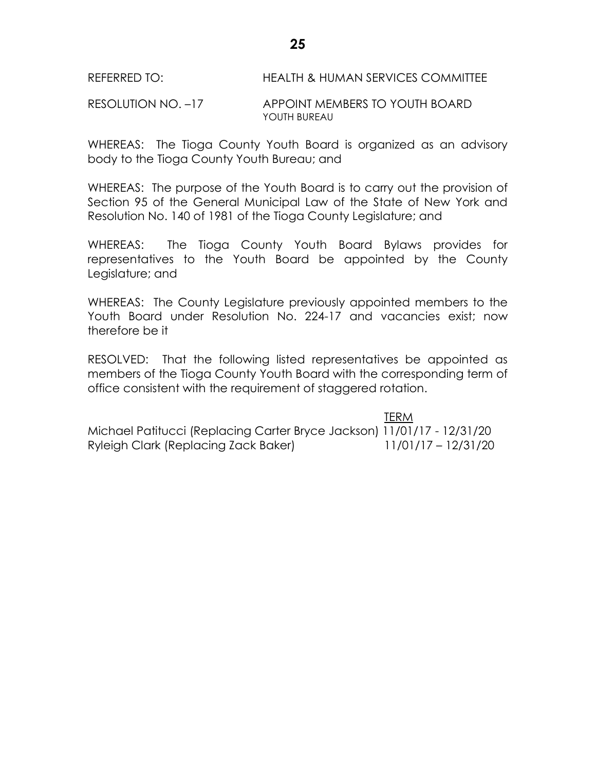REFERRED TO: HEALTH & HUMAN SERVICES COMMITTEE

RESOLUTION NO. –17 APPOINT MEMBERS TO YOUTH BOARD
YOUTH BUREAU

WHEREAS: The Tioga County Youth Board is organized as an advisory body to the Tioga County Youth Bureau; and

WHEREAS: The purpose of the Youth Board is to carry out the provision of Section 95 of the General Municipal Law of the State of New York and Resolution No. 140 of 1981 of the Tioga County Legislature; and

WHEREAS: The Tioga County Youth Board Bylaws provides for representatives to the Youth Board be appointed by the County Legislature; and

WHEREAS: The County Legislature previously appointed members to the Youth Board under Resolution No. 224-17 and vacancies exist; now therefore be it

RESOLVED: That the following listed representatives be appointed as members of the Tioga County Youth Board with the corresponding term of office consistent with the requirement of staggered rotation.

| | TERM |
|---|---|
| Michael Patitucci (Replacing Carter Bryce Jackson) | 11/01/17 - 12/31/20 |
| Ryleigh Clark (Replacing Zack Baker) | 11/01/17 – 12/31/20 |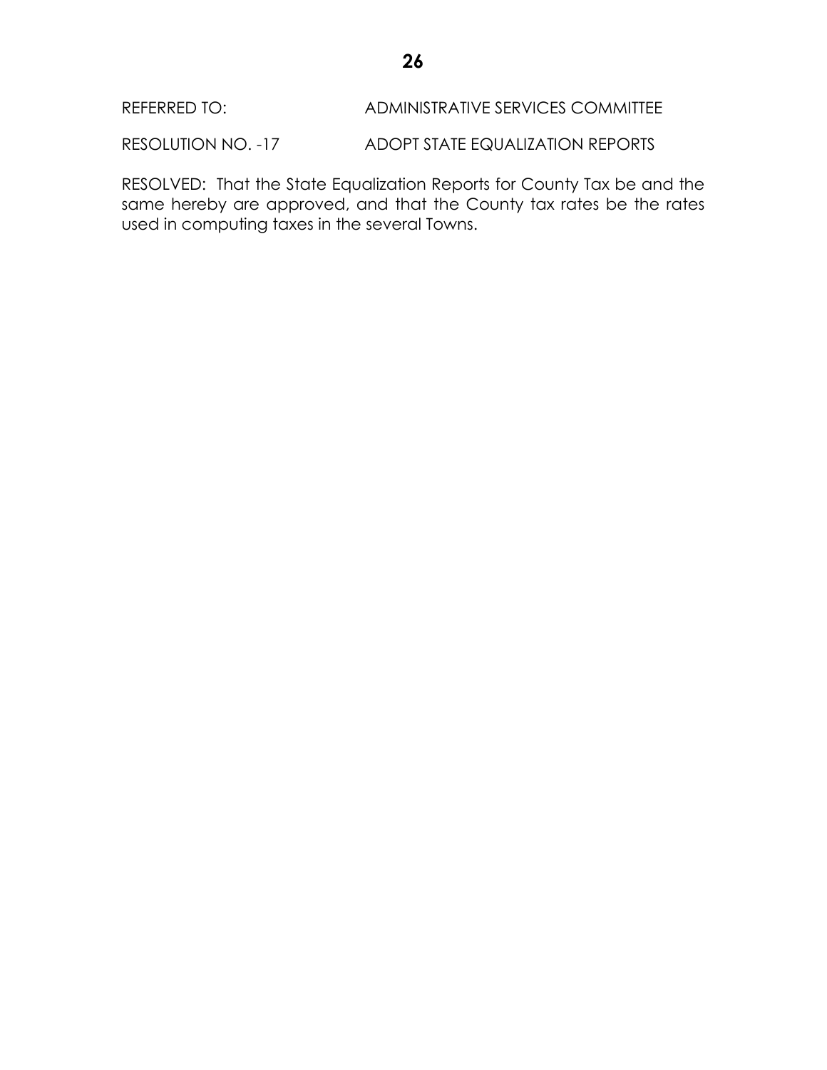REFERRED TO: ADMINISTRATIVE SERVICES COMMITTEE

RESOLUTION NO. -17 ADOPT STATE EQUALIZATION REPORTS

RESOLVED: That the State Equalization Reports for County Tax be and the same hereby are approved, and that the County tax rates be the rates used in computing taxes in the several Towns.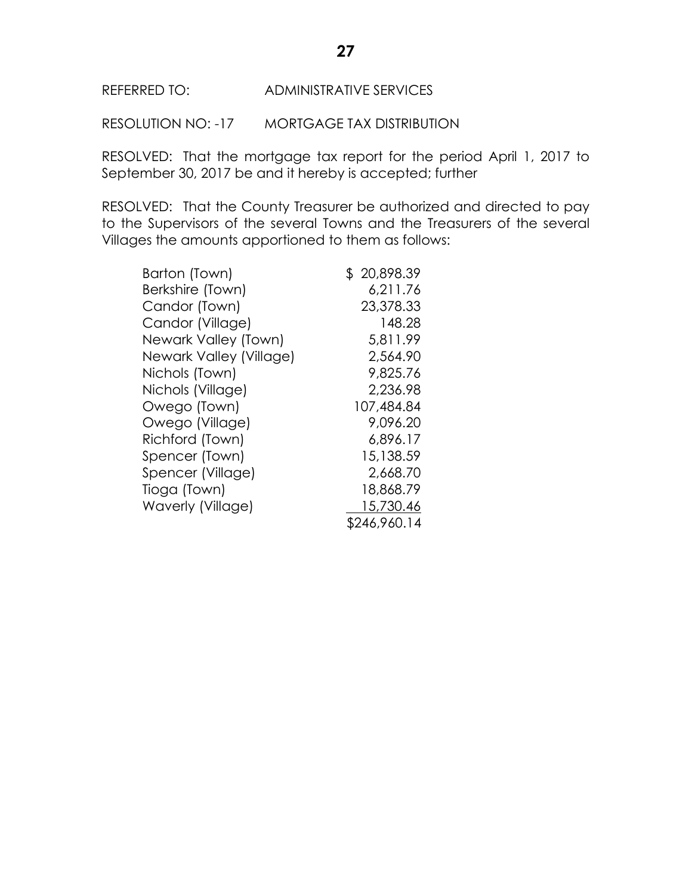REFERRED TO: ADMINISTRATIVE SERVICES

RESOLUTION NO: -17 MORTGAGE TAX DISTRIBUTION

RESOLVED: That the mortgage tax report for the period April 1, 2017 to September 30, 2017 be and it hereby is accepted; further

RESOLVED: That the County Treasurer be authorized and directed to pay to the Supervisors of the several Towns and the Treasurers of the several Villages the amounts apportioned to them as follows:

| | |
|---|---:|
| Barton (Town) | $ 20,898.39 |
| Berkshire (Town) | 6,211.76 |
| Candor (Town) | 23,378.33 |
| Candor (Village) | 148.28 |
| Newark Valley (Town) | 5,811.99 |
| Newark Valley (Village) | 2,564.90 |
| Nichols (Town) | 9,825.76 |
| Nichols (Village) | 2,236.98 |
| Owego (Town) | 107,484.84 |
| Owego (Village) | 9,096.20 |
| Richford (Town) | 6,896.17 |
| Spencer (Town) | 15,138.59 |
| Spencer (Village) | 2,668.70 |
| Tioga (Town) | 18,868.79 |
| Waverly (Village) | 15,730.46 |
| | $246,960.14 |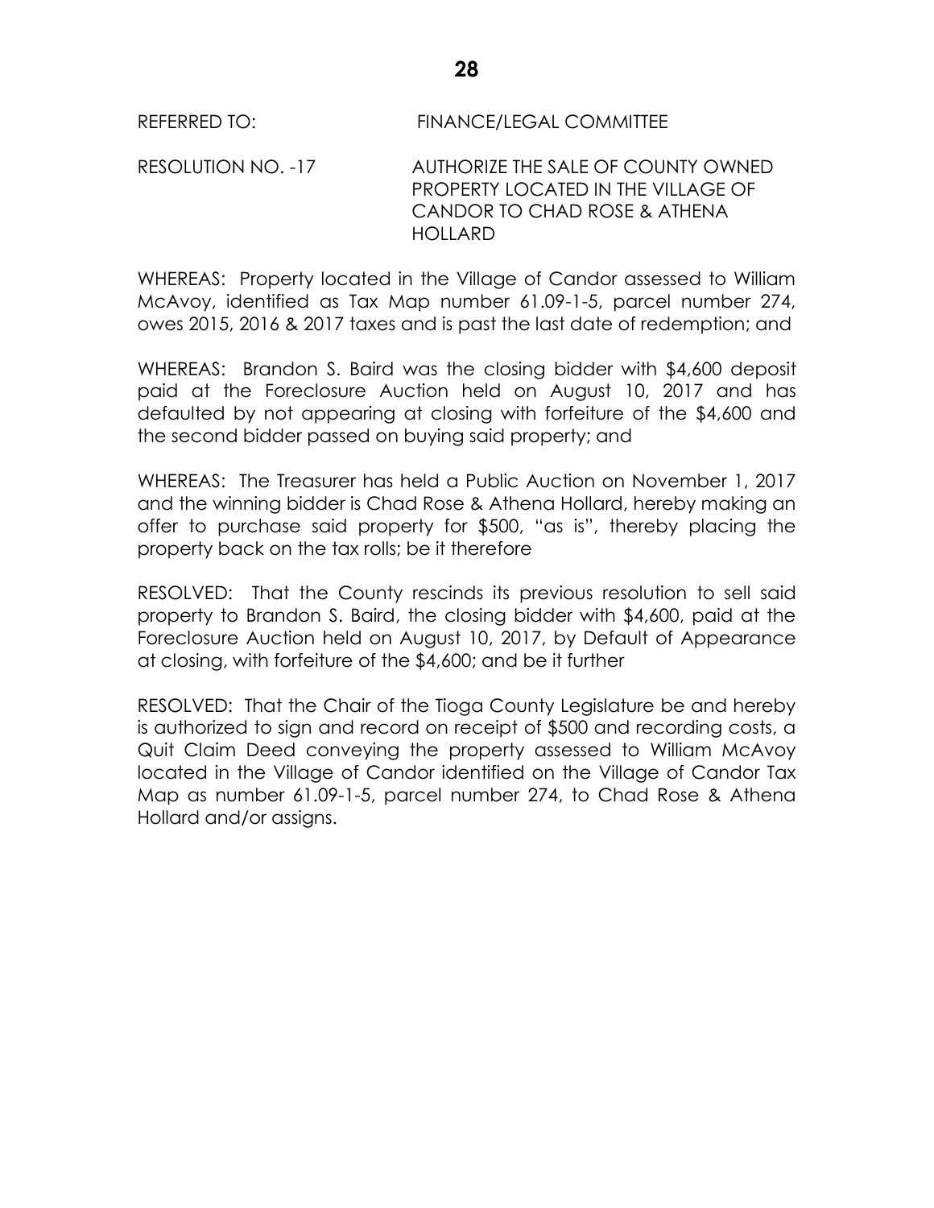REFERRED TO: FINANCE/LEGAL COMMITTEE

RESOLUTION NO. -17 AUTHORIZE THE SALE OF COUNTY OWNED PROPERTY LOCATED IN THE VILLAGE OF CANDOR TO CHAD ROSE & ATHENA HOLLARD

WHEREAS: Property located in the Village of Candor assessed to William McAvoy, identified as Tax Map number 61.09-1-5, parcel number 274, owes 2015, 2016 & 2017 taxes and is past the last date of redemption; and

WHEREAS: Brandon S. Baird was the closing bidder with $4,600 deposit paid at the Foreclosure Auction held on August 10, 2017 and has defaulted by not appearing at closing with forfeiture of the $4,600 and the second bidder passed on buying said property; and

WHEREAS: The Treasurer has held a Public Auction on November 1, 2017 and the winning bidder is Chad Rose & Athena Hollard, hereby making an offer to purchase said property for $500, "as is", thereby placing the property back on the tax rolls; be it therefore

RESOLVED: That the County rescinds its previous resolution to sell said property to Brandon S. Baird, the closing bidder with $4,600, paid at the Foreclosure Auction held on August 10, 2017, by Default of Appearance at closing, with forfeiture of the $4,600; and be it further

RESOLVED: That the Chair of the Tioga County Legislature be and hereby is authorized to sign and record on receipt of $500 and recording costs, a Quit Claim Deed conveying the property assessed to William McAvoy located in the Village of Candor identified on the Village of Candor Tax Map as number 61.09-1-5, parcel number 274, to Chad Rose & Athena Hollard and/or assigns.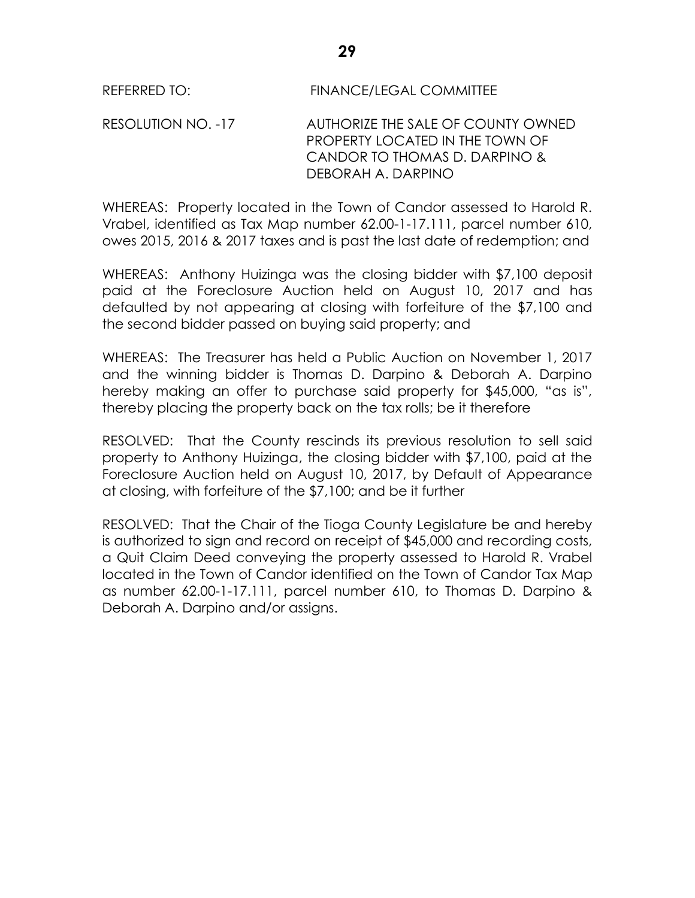REFERRED TO: FINANCE/LEGAL COMMITTEE

RESOLUTION NO. -17 AUTHORIZE THE SALE OF COUNTY OWNED PROPERTY LOCATED IN THE TOWN OF CANDOR TO THOMAS D. DARPINO & DEBORAH A. DARPINO

WHEREAS: Property located in the Town of Candor assessed to Harold R. Vrabel, identified as Tax Map number 62.00-1-17.111, parcel number 610, owes 2015, 2016 & 2017 taxes and is past the last date of redemption; and

WHEREAS: Anthony Huizinga was the closing bidder with $7,100 deposit paid at the Foreclosure Auction held on August 10, 2017 and has defaulted by not appearing at closing with forfeiture of the $7,100 and the second bidder passed on buying said property; and

WHEREAS: The Treasurer has held a Public Auction on November 1, 2017 and the winning bidder is Thomas D. Darpino & Deborah A. Darpino hereby making an offer to purchase said property for $45,000, "as is", thereby placing the property back on the tax rolls; be it therefore

RESOLVED: That the County rescinds its previous resolution to sell said property to Anthony Huizinga, the closing bidder with $7,100, paid at the Foreclosure Auction held on August 10, 2017, by Default of Appearance at closing, with forfeiture of the $7,100; and be it further

RESOLVED: That the Chair of the Tioga County Legislature be and hereby is authorized to sign and record on receipt of $45,000 and recording costs, a Quit Claim Deed conveying the property assessed to Harold R. Vrabel located in the Town of Candor identified on the Town of Candor Tax Map as number 62.00-1-17.111, parcel number 610, to Thomas D. Darpino & Deborah A. Darpino and/or assigns.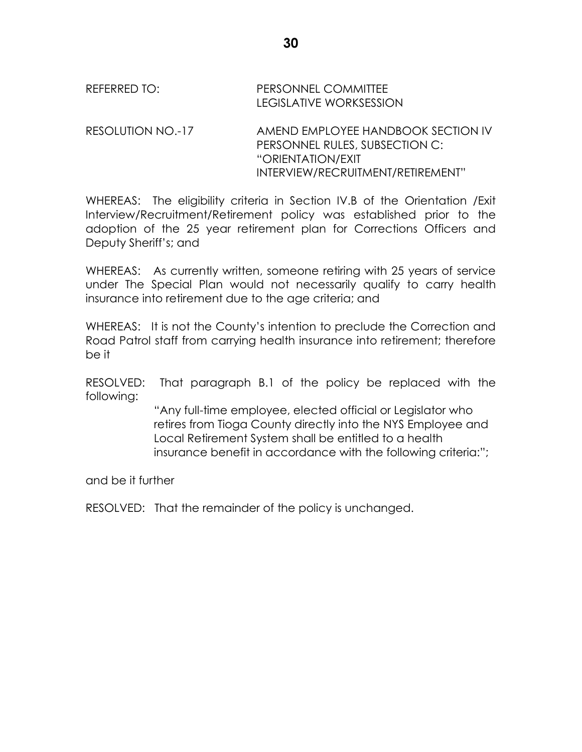REFERRED TO: PERSONNEL COMMITTEE
LEGISLATIVE WORKSESSION

RESOLUTION NO.-17 AMEND EMPLOYEE HANDBOOK SECTION IV PERSONNEL RULES, SUBSECTION C: "ORIENTATION/EXIT INTERVIEW/RECRUITMENT/RETIREMENT"

WHEREAS: The eligibility criteria in Section IV.B of the Orientation /Exit Interview/Recruitment/Retirement policy was established prior to the adoption of the 25 year retirement plan for Corrections Officers and Deputy Sheriff's; and

WHEREAS: As currently written, someone retiring with 25 years of service under The Special Plan would not necessarily qualify to carry health insurance into retirement due to the age criteria; and

WHEREAS: It is not the County's intention to preclude the Correction and Road Patrol staff from carrying health insurance into retirement; therefore be it

RESOLVED: That paragraph B.1 of the policy be replaced with the following:

> "Any full-time employee, elected official or Legislator who retires from Tioga County directly into the NYS Employee and Local Retirement System shall be entitled to a health insurance benefit in accordance with the following criteria:";

and be it further

RESOLVED: That the remainder of the policy is unchanged.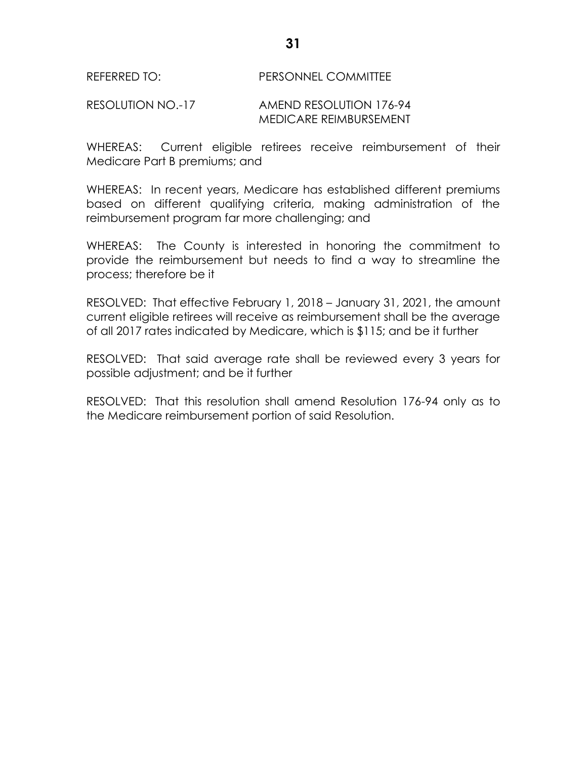REFERRED TO: PERSONNEL COMMITTEE

RESOLUTION NO.-17 AMEND RESOLUTION 176-94
MEDICARE REIMBURSEMENT

WHEREAS: Current eligible retirees receive reimbursement of their Medicare Part B premiums; and

WHEREAS: In recent years, Medicare has established different premiums based on different qualifying criteria, making administration of the reimbursement program far more challenging; and

WHEREAS: The County is interested in honoring the commitment to provide the reimbursement but needs to find a way to streamline the process; therefore be it

RESOLVED: That effective February 1, 2018 – January 31, 2021, the amount current eligible retirees will receive as reimbursement shall be the average of all 2017 rates indicated by Medicare, which is $115; and be it further

RESOLVED: That said average rate shall be reviewed every 3 years for possible adjustment; and be it further

RESOLVED: That this resolution shall amend Resolution 176-94 only as to the Medicare reimbursement portion of said Resolution.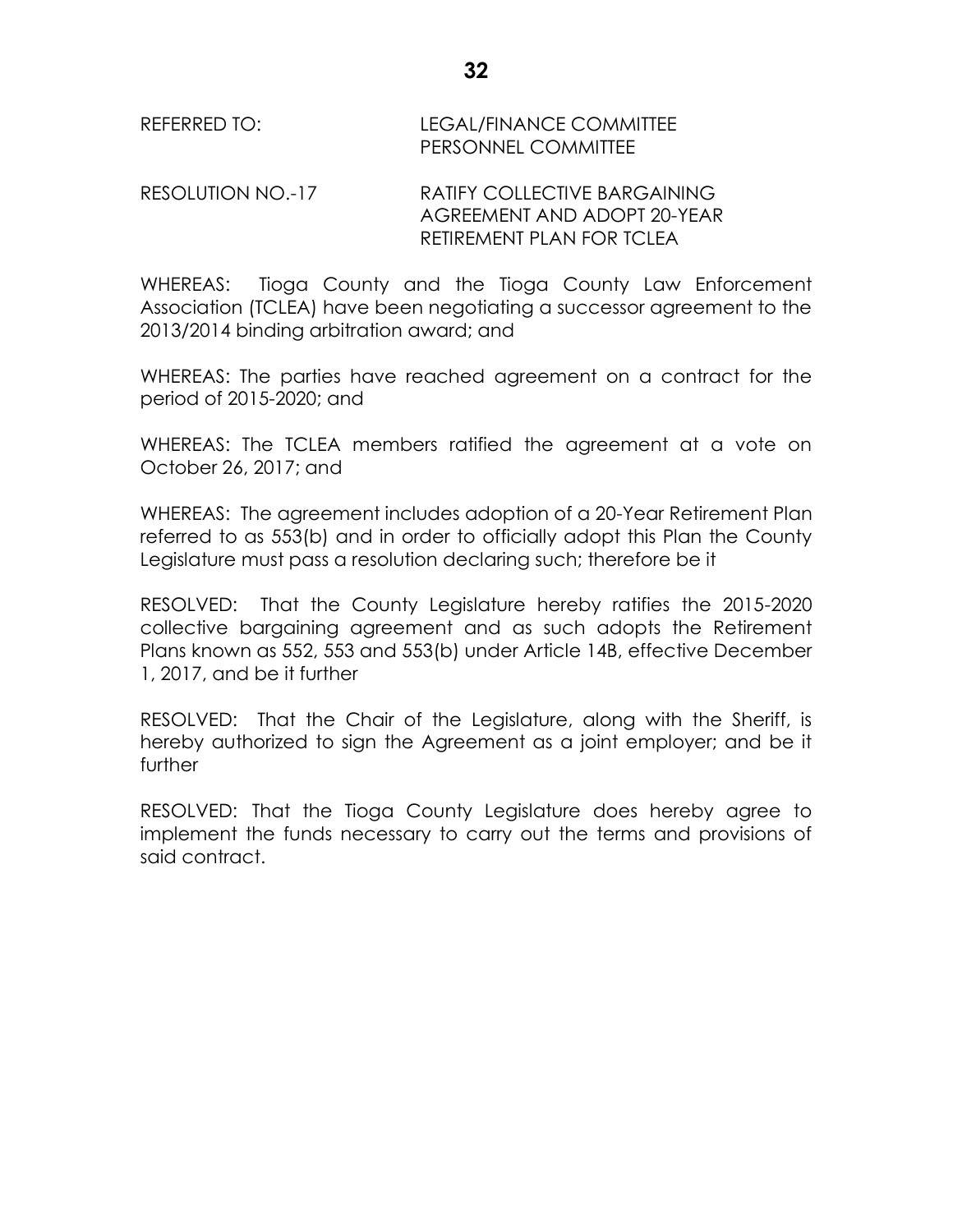REFERRED TO: LEGAL/FINANCE COMMITTEE
PERSONNEL COMMITTEE

RESOLUTION NO.-17 RATIFY COLLECTIVE BARGAINING AGREEMENT AND ADOPT 20-YEAR RETIREMENT PLAN FOR TCLEA

WHEREAS: Tioga County and the Tioga County Law Enforcement Association (TCLEA) have been negotiating a successor agreement to the 2013/2014 binding arbitration award; and

WHEREAS: The parties have reached agreement on a contract for the period of 2015-2020; and

WHEREAS: The TCLEA members ratified the agreement at a vote on October 26, 2017; and

WHEREAS: The agreement includes adoption of a 20-Year Retirement Plan referred to as 553(b) and in order to officially adopt this Plan the County Legislature must pass a resolution declaring such; therefore be it

RESOLVED: That the County Legislature hereby ratifies the 2015-2020 collective bargaining agreement and as such adopts the Retirement Plans known as 552, 553 and 553(b) under Article 14B, effective December 1, 2017, and be it further

RESOLVED: That the Chair of the Legislature, along with the Sheriff, is hereby authorized to sign the Agreement as a joint employer; and be it further

RESOLVED: That the Tioga County Legislature does hereby agree to implement the funds necessary to carry out the terms and provisions of said contract.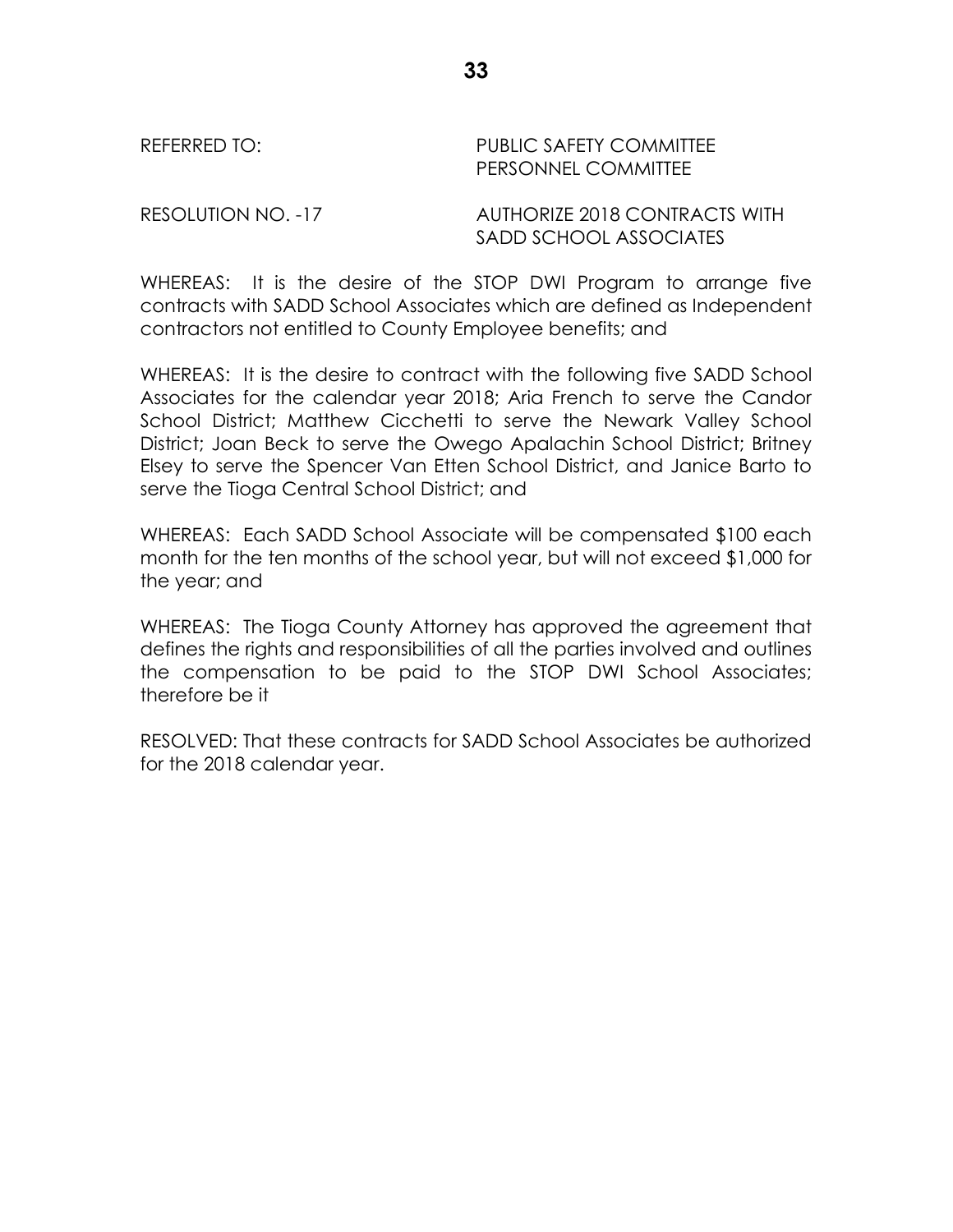REFERRED TO: PUBLIC SAFETY COMMITTEE
PERSONNEL COMMITTEE

RESOLUTION NO. -17 AUTHORIZE 2018 CONTRACTS WITH SADD SCHOOL ASSOCIATES

WHEREAS: It is the desire of the STOP DWI Program to arrange five contracts with SADD School Associates which are defined as Independent contractors not entitled to County Employee benefits; and

WHEREAS: It is the desire to contract with the following five SADD School Associates for the calendar year 2018; Aria French to serve the Candor School District; Matthew Cicchetti to serve the Newark Valley School District; Joan Beck to serve the Owego Apalachin School District; Britney Elsey to serve the Spencer Van Etten School District, and Janice Barto to serve the Tioga Central School District; and

WHEREAS: Each SADD School Associate will be compensated $100 each month for the ten months of the school year, but will not exceed $1,000 for the year; and

WHEREAS: The Tioga County Attorney has approved the agreement that defines the rights and responsibilities of all the parties involved and outlines the compensation to be paid to the STOP DWI School Associates; therefore be it

RESOLVED: That these contracts for SADD School Associates be authorized for the 2018 calendar year.